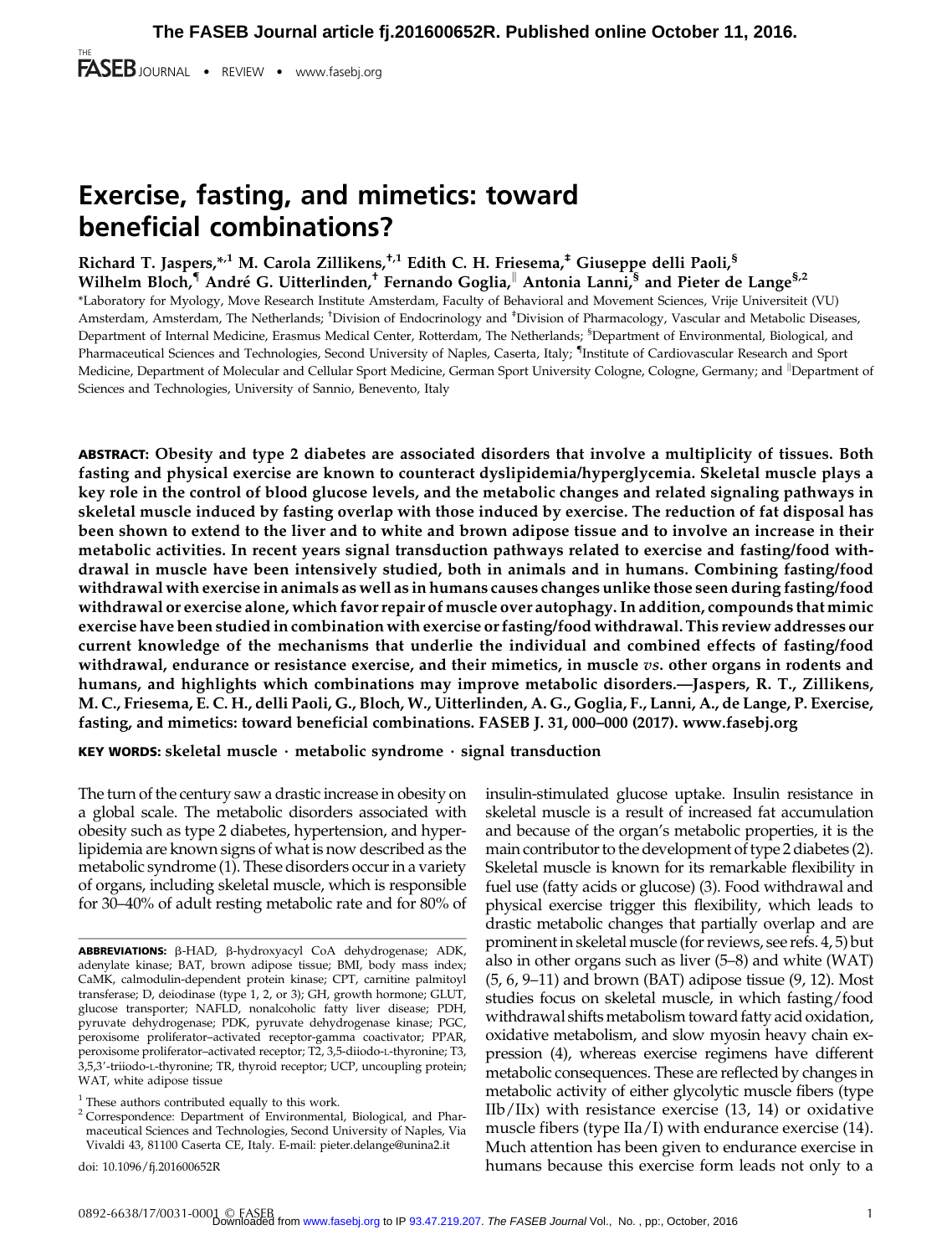# Exercise, fasting, and mimetics: toward beneficial combinations?

**Richard T. Jaspers,*[1] M. Carola Zillikens,†[1] Edith C. H. Friesema,‡ Giuseppe delli Paoli,§ Wilhelm Bloch,¶ André G. Uitterlinden,† Fernando Goglia,‖ Antonia Lanni,§ and Pieter de Lange§[2]**

*Laboratory for Myology, Move Research Institute Amsterdam, Faculty of Behavioral and Movement Sciences, Vrije Universiteit (VU) Amsterdam, Amsterdam, The Netherlands; †Division of Endocrinology and ‡Division of Pharmacology, Vascular and Metabolic Diseases, Department of Internal Medicine, Erasmus Medical Center, Rotterdam, The Netherlands; §Department of Environmental, Biological, and Pharmaceutical Sciences and Technologies, Second University of Naples, Caserta, Italy; ¶Institute of Cardiovascular Research and Sport Medicine, Department of Molecular and Cellular Sport Medicine, German Sport University Cologne, Cologne, Germany; and ‖Department of Sciences and Technologies, University of Sannio, Benevento, Italy

**ABSTRACT: Obesity and type 2 diabetes are associated disorders that involve a multiplicity of tissues. Both fasting and physical exercise are known to counteract dyslipidemia/hyperglycemia. Skeletal muscle plays a key role in the control of blood glucose levels, and the metabolic changes and related signaling pathways in skeletal muscle induced by fasting overlap with those induced by exercise. The reduction of fat disposal has been shown to extend to the liver and to white and brown adipose tissue and to involve an increase in their metabolic activities. In recent years signal transduction pathways related to exercise and fasting/food withdrawal in muscle have been intensively studied, both in animals and in humans. Combining fasting/food withdrawal with exercise in animals as well as in humans causes changes unlike those seen during fasting/food withdrawal or exercise alone, which favor repair of muscle over autophagy. In addition, compounds that mimic exercise have been studied in combination with exercise or fasting/food withdrawal. This review addresses our current knowledge of the mechanisms that underlie the individual and combined effects of fasting/food withdrawal, endurance or resistance exercise, and their mimetics, in muscle *vs.* other organs in rodents and humans, and highlights which combinations may improve metabolic disorders.—Jaspers, R. T., Zillikens, M. C., Friesema, E. C. H., delli Paoli, G., Bloch, W., Uitterlinden, A. G., Goglia, F., Lanni, A., de Lange, P. Exercise, fasting, and mimetics: toward beneficial combinations. FASEB J. 31, 000–000 (2017). www.fasebj.org**

**KEY WORDS: skeletal muscle · metabolic syndrome · signal transduction**

The turn of the century saw a drastic increase in obesity on a global scale. The metabolic disorders associated with obesity such as type 2 diabetes, hypertension, and hyperlipidemia are known signs of what is now described as the metabolic syndrome (1). These disorders occur in a variety of organs, including skeletal muscle, which is responsible for 30–40% of adult resting metabolic rate and for 80% of insulin-stimulated glucose uptake. Insulin resistance in skeletal muscle is a result of increased fat accumulation and because of the organ's metabolic properties, it is the main contributor to the development of type 2 diabetes (2). Skeletal muscle is known for its remarkable flexibility in fuel use (fatty acids or glucose) (3). Food withdrawal and physical exercise trigger this flexibility, which leads to drastic metabolic changes that partially overlap and are prominent in skeletal muscle (for reviews, see refs. 4, 5) but also in other organs such as liver (5–8) and white (WAT) (5, 6, 9–11) and brown (BAT) adipose tissue (9, 12). Most studies focus on skeletal muscle, in which fasting/food withdrawal shifts metabolism toward fatty acid oxidation, oxidative metabolism, and slow myosin heavy chain expression (4), whereas exercise regimens have different metabolic consequences. These are reflected by changes in metabolic activity of either glycolytic muscle fibers (type IIb/IIx) with resistance exercise (13, 14) or oxidative muscle fibers (type IIa/I) with endurance exercise (14). Much attention has been given to endurance exercise in humans because this exercise form leads not only to a

**ABBREVIATIONS:** β-HAD, β-hydroxyacyl CoA dehydrogenase; ADK, adenylate kinase; BAT, brown adipose tissue; BMI, body mass index; CaMK, calmodulin-dependent protein kinase; CPT, carnitine palmitoyl transferase; D, deiodinase (type 1, 2, or 3); GH, growth hormone; GLUT, glucose transporter; NAFLD, nonalcoholic fatty liver disease; PDH, pyruvate dehydrogenase; PDK, pyruvate dehydrogenase kinase; PGC, peroxisome proliferator–activated receptor-gamma coactivator; PPAR, peroxisome proliferator–activated receptor; T2, 3,5-diiodo-L-thyronine; T3, 3,5,3′-triiodo-L-thyronine; TR, thyroid receptor; UCP, uncoupling protein; WAT, white adipose tissue

[1] These authors contributed equally to this work.

[2] Correspondence: Department of Environmental, Biological, and Pharmaceutical Sciences and Technologies, Second University of Naples, Via Vivaldi 43, 81100 Caserta CE, Italy. E-mail: pieter.delange@unina2.it

doi: 10.1096/fj.201600652R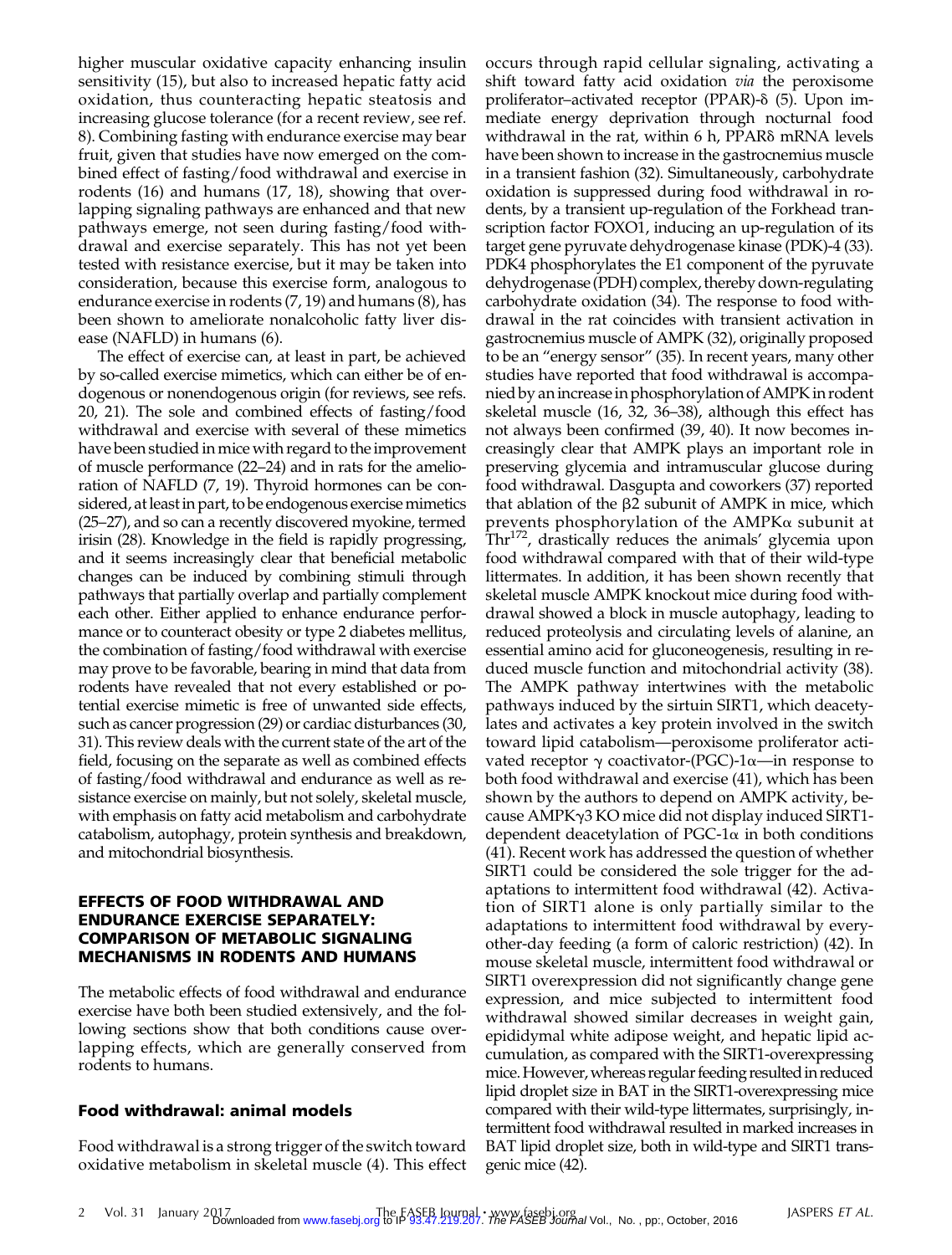higher muscular oxidative capacity enhancing insulin sensitivity (15), but also to increased hepatic fatty acid oxidation, thus counteracting hepatic steatosis and increasing glucose tolerance (for a recent review, see ref. 8). Combining fasting with endurance exercise may bear fruit, given that studies have now emerged on the combined effect of fasting/food withdrawal and exercise in rodents (16) and humans (17, 18), showing that overlapping signaling pathways are enhanced and that new pathways emerge, not seen during fasting/food withdrawal and exercise separately. This has not yet been tested with resistance exercise, but it may be taken into consideration, because this exercise form, analogous to endurance exercise in rodents (7, 19) and humans (8), has been shown to ameliorate nonalcoholic fatty liver disease (NAFLD) in humans (6).

The effect of exercise can, at least in part, be achieved by so-called exercise mimetics, which can either be of endogenous or nonendogenous origin (for reviews, see refs. 20, 21). The sole and combined effects of fasting/food withdrawal and exercise with several of these mimetics have been studied in mice with regard to the improvement of muscle performance (22–24) and in rats for the amelioration of NAFLD (7, 19). Thyroid hormones can be considered, at least in part, to be endogenous exercise mimetics (25–27), and so can a recently discovered myokine, termed irisin (28). Knowledge in the field is rapidly progressing, and it seems increasingly clear that beneficial metabolic changes can be induced by combining stimuli through pathways that partially overlap and partially complement each other. Either applied to enhance endurance performance or to counteract obesity or type 2 diabetes mellitus, the combination of fasting/food withdrawal with exercise may prove to be favorable, bearing in mind that data from rodents have revealed that not every established or potential exercise mimetic is free of unwanted side effects, such as cancer progression (29) or cardiac disturbances (30, 31). This review deals with the current state of the art of the field, focusing on the separate as well as combined effects of fasting/food withdrawal and endurance as well as resistance exercise on mainly, but not solely, skeletal muscle, with emphasis on fatty acid metabolism and carbohydrate catabolism, autophagy, protein synthesis and breakdown, and mitochondrial biosynthesis.

## EFFECTS OF FOOD WITHDRAWAL AND ENDURANCE EXERCISE SEPARATELY: COMPARISON OF METABOLIC SIGNALING MECHANISMS IN RODENTS AND HUMANS

The metabolic effects of food withdrawal and endurance exercise have both been studied extensively, and the following sections show that both conditions cause overlapping effects, which are generally conserved from rodents to humans.

### Food withdrawal: animal models

Food withdrawal is a strong trigger of the switch toward oxidative metabolism in skeletal muscle (4). This effect occurs through rapid cellular signaling, activating a shift toward fatty acid oxidation *via* the peroxisome proliferator–activated receptor (PPAR)-δ (5). Upon immediate energy deprivation through nocturnal food withdrawal in the rat, within 6 h, PPARδ mRNA levels have been shown to increase in the gastrocnemius muscle in a transient fashion (32). Simultaneously, carbohydrate oxidation is suppressed during food withdrawal in rodents, by a transient up-regulation of the Forkhead transcription factor FOXO1, inducing an up-regulation of its target gene pyruvate dehydrogenase kinase (PDK)-4 (33). PDK4 phosphorylates the E1 component of the pyruvate dehydrogenase (PDH) complex, thereby down-regulating carbohydrate oxidation (34). The response to food withdrawal in the rat coincides with transient activation in gastrocnemius muscle of AMPK (32), originally proposed to be an "energy sensor" (35). In recent years, many other studies have reported that food withdrawal is accompanied by an increase in phosphorylation of AMPK in rodent skeletal muscle (16, 32, 36–38), although this effect has not always been confirmed (39, 40). It now becomes increasingly clear that AMPK plays an important role in preserving glycemia and intramuscular glucose during food withdrawal. Dasgupta and coworkers (37) reported that ablation of the β2 subunit of AMPK in mice, which prevents phosphorylation of the AMPKα subunit at $Thr^{172}$, drastically reduces the animals' glycemia upon food withdrawal compared with that of their wild-type littermates. In addition, it has been shown recently that skeletal muscle AMPK knockout mice during food withdrawal showed a block in muscle autophagy, leading to reduced proteolysis and circulating levels of alanine, an essential amino acid for gluconeogenesis, resulting in reduced muscle function and mitochondrial activity (38). The AMPK pathway intertwines with the metabolic pathways induced by the sirtuin SIRT1, which deacetylates and activates a key protein involved in the switch toward lipid catabolism—peroxisome proliferator activated receptor γ coactivator-(PGC)-1α—in response to both food withdrawal and exercise (41), which has been shown by the authors to depend on AMPK activity, because AMPKγ3 KO mice did not display induced SIRT1-dependent deacetylation of PGC-1α in both conditions (41). Recent work has addressed the question of whether SIRT1 could be considered the sole trigger for the adaptations to intermittent food withdrawal (42). Activation of SIRT1 alone is only partially similar to the adaptations to intermittent food withdrawal by every-other-day feeding (a form of caloric restriction) (42). In mouse skeletal muscle, intermittent food withdrawal or SIRT1 overexpression did not significantly change gene expression, and mice subjected to intermittent food withdrawal showed similar decreases in weight gain, epididymal white adipose weight, and hepatic lipid accumulation, as compared with the SIRT1-overexpressing mice. However, whereas regular feeding resulted in reduced lipid droplet size in BAT in the SIRT1-overexpressing mice compared with their wild-type littermates, surprisingly, intermittent food withdrawal resulted in marked increases in BAT lipid droplet size, both in wild-type and SIRT1 transgenic mice (42).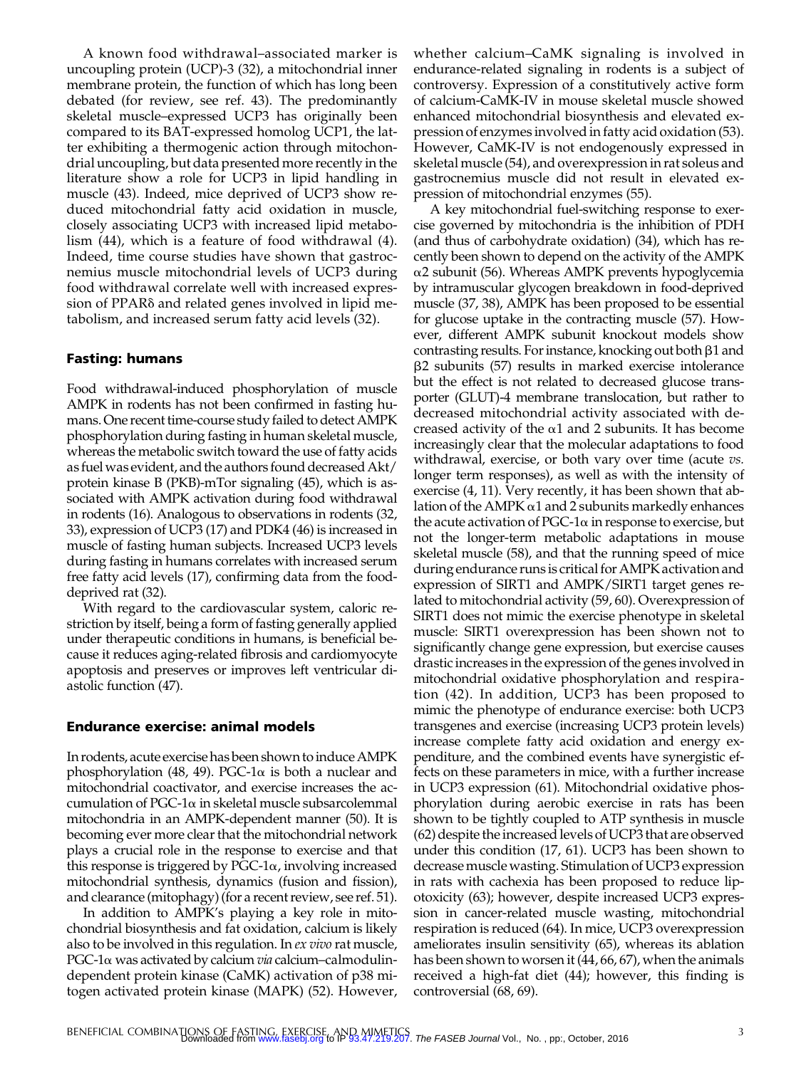A known food withdrawal–associated marker is uncoupling protein (UCP)-3 (32), a mitochondrial inner membrane protein, the function of which has long been debated (for review, see ref. 43). The predominantly skeletal muscle–expressed UCP3 has originally been compared to its BAT-expressed homolog UCP1, the latter exhibiting a thermogenic action through mitochondrial uncoupling, but data presented more recently in the literature show a role for UCP3 in lipid handling in muscle (43). Indeed, mice deprived of UCP3 show reduced mitochondrial fatty acid oxidation in muscle, closely associating UCP3 with increased lipid metabolism (44), which is a feature of food withdrawal (4). Indeed, time course studies have shown that gastrocnemius muscle mitochondrial levels of UCP3 during food withdrawal correlate well with increased expression of PPARδ and related genes involved in lipid metabolism, and increased serum fatty acid levels (32).

### Fasting: humans

Food withdrawal-induced phosphorylation of muscle AMPK in rodents has not been confirmed in fasting humans. One recent time-course study failed to detect AMPK phosphorylation during fasting in human skeletal muscle, whereas the metabolic switch toward the use of fatty acids as fuel was evident, and the authors found decreased Akt/protein kinase B (PKB)-mTor signaling (45), which is associated with AMPK activation during food withdrawal in rodents (16). Analogous to observations in rodents (32, 33), expression of UCP3 (17) and PDK4 (46) is increased in muscle of fasting human subjects. Increased UCP3 levels during fasting in humans correlates with increased serum free fatty acid levels (17), confirming data from the food-deprived rat (32).

With regard to the cardiovascular system, caloric restriction by itself, being a form of fasting generally applied under therapeutic conditions in humans, is beneficial because it reduces aging-related fibrosis and cardiomyocyte apoptosis and preserves or improves left ventricular diastolic function (47).

### Endurance exercise: animal models

In rodents, acute exercise has been shown to induce AMPK phosphorylation (48, 49). PGC-1α is both a nuclear and mitochondrial coactivator, and exercise increases the accumulation of PGC-1α in skeletal muscle subsarcolemmal mitochondria in an AMPK-dependent manner (50). It is becoming ever more clear that the mitochondrial network plays a crucial role in the response to exercise and that this response is triggered by PGC-1α, involving increased mitochondrial synthesis, dynamics (fusion and fission), and clearance (mitophagy) (for a recent review, see ref. 51).

In addition to AMPK's playing a key role in mitochondrial biosynthesis and fat oxidation, calcium is likely also to be involved in this regulation. In *ex vivo* rat muscle, PGC-1α was activated by calcium *via* calcium–calmodulin-dependent protein kinase (CaMK) activation of p38 mitogen activated protein kinase (MAPK) (52). However, whether calcium–CaMK signaling is involved in endurance-related signaling in rodents is a subject of controversy. Expression of a constitutively active form of calcium-CaMK-IV in mouse skeletal muscle showed enhanced mitochondrial biosynthesis and elevated expression of enzymes involved in fatty acid oxidation (53). However, CaMK-IV is not endogenously expressed in skeletal muscle (54), and overexpression in rat soleus and gastrocnemius muscle did not result in elevated expression of mitochondrial enzymes (55).

A key mitochondrial fuel-switching response to exercise governed by mitochondria is the inhibition of PDH (and thus of carbohydrate oxidation) (34), which has recently been shown to depend on the activity of the AMPK α2 subunit (56). Whereas AMPK prevents hypoglycemia by intramuscular glycogen breakdown in food-deprived muscle (37, 38), AMPK has been proposed to be essential for glucose uptake in the contracting muscle (57). However, different AMPK subunit knockout models show contrasting results. For instance, knocking out both β1 and β2 subunits (57) results in marked exercise intolerance but the effect is not related to decreased glucose transporter (GLUT)-4 membrane translocation, but rather to decreased mitochondrial activity associated with decreased activity of the α1 and 2 subunits. It has become increasingly clear that the molecular adaptations to food withdrawal, exercise, or both vary over time (acute *vs.* longer term responses), as well as with the intensity of exercise (4, 11). Very recently, it has been shown that ablation of the AMPK α1 and 2 subunits markedly enhances the acute activation of PGC-1α in response to exercise, but not the longer-term metabolic adaptations in mouse skeletal muscle (58), and that the running speed of mice during endurance runs is critical for AMPK activation and expression of SIRT1 and AMPK/SIRT1 target genes related to mitochondrial activity (59, 60). Overexpression of SIRT1 does not mimic the exercise phenotype in skeletal muscle: SIRT1 overexpression has been shown not to significantly change gene expression, but exercise causes drastic increases in the expression of the genes involved in mitochondrial oxidative phosphorylation and respiration (42). In addition, UCP3 has been proposed to mimic the phenotype of endurance exercise: both UCP3 transgenes and exercise (increasing UCP3 protein levels) increase complete fatty acid oxidation and energy expenditure, and the combined events have synergistic effects on these parameters in mice, with a further increase in UCP3 expression (61). Mitochondrial oxidative phosphorylation during aerobic exercise in rats has been shown to be tightly coupled to ATP synthesis in muscle (62) despite the increased levels of UCP3 that are observed under this condition (17, 61). UCP3 has been shown to decrease muscle wasting. Stimulation of UCP3 expression in rats with cachexia has been proposed to reduce lipotoxicity (63); however, despite increased UCP3 expression in cancer-related muscle wasting, mitochondrial respiration is reduced (64). In mice, UCP3 overexpression ameliorates insulin sensitivity (65), whereas its ablation has been shown to worsen it (44, 66, 67), when the animals received a high-fat diet (44); however, this finding is controversial (68, 69).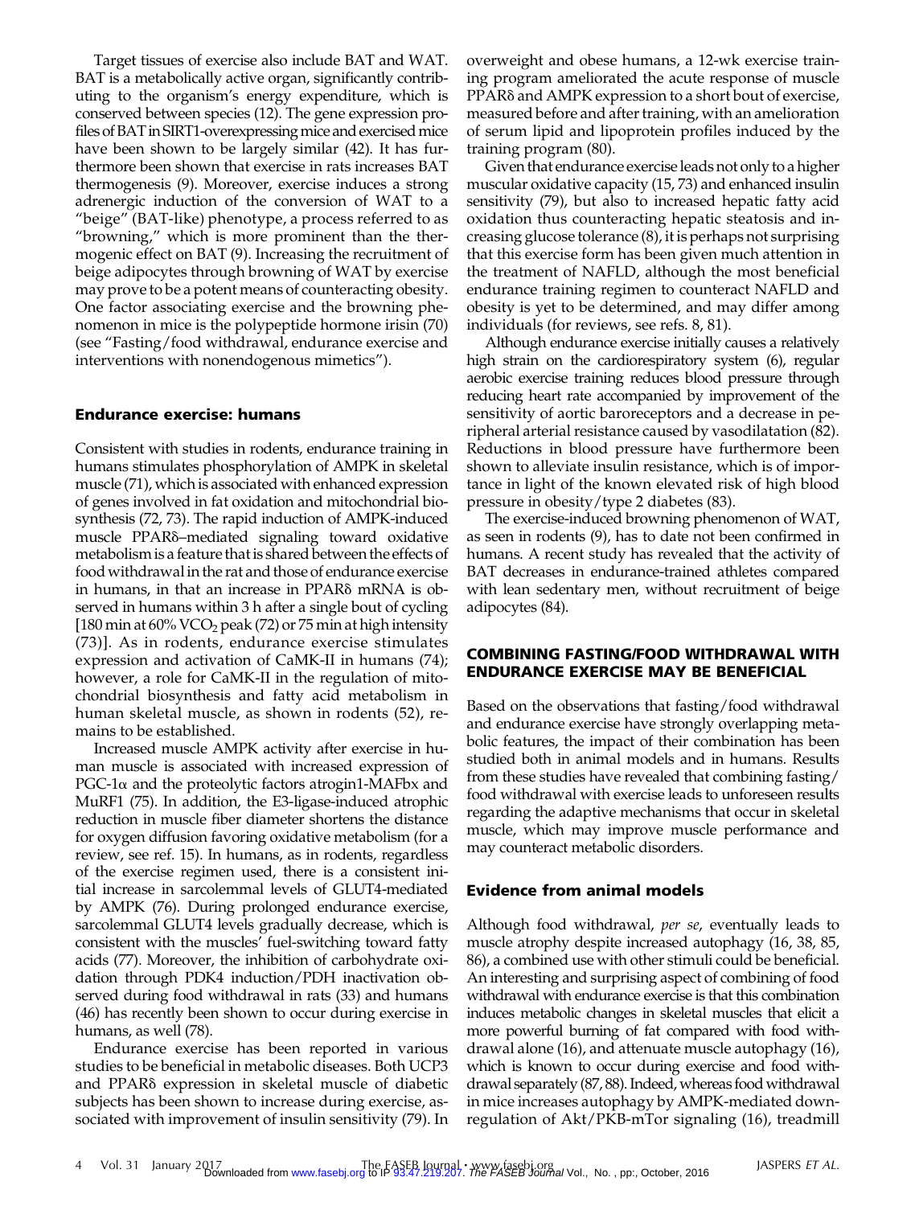Target tissues of exercise also include BAT and WAT. BAT is a metabolically active organ, significantly contributing to the organism's energy expenditure, which is conserved between species (12). The gene expression profiles of BAT in SIRT1-overexpressing mice and exercised mice have been shown to be largely similar (42). It has furthermore been shown that exercise in rats increases BAT thermogenesis (9). Moreover, exercise induces a strong adrenergic induction of the conversion of WAT to a "beige" (BAT-like) phenotype, a process referred to as "browning," which is more prominent than the thermogenic effect on BAT (9). Increasing the recruitment of beige adipocytes through browning of WAT by exercise may prove to be a potent means of counteracting obesity. One factor associating exercise and the browning phenomenon in mice is the polypeptide hormone irisin (70) (see "Fasting/food withdrawal, endurance exercise and interventions with nonendogenous mimetics").

### Endurance exercise: humans

Consistent with studies in rodents, endurance training in humans stimulates phosphorylation of AMPK in skeletal muscle (71), which is associated with enhanced expression of genes involved in fat oxidation and mitochondrial biosynthesis (72, 73). The rapid induction of AMPK-induced muscle PPARδ–mediated signaling toward oxidative metabolism is a feature that is shared between the effects of food withdrawal in the rat and those of endurance exercise in humans, in that an increase in PPARδ mRNA is observed in humans within 3 h after a single bout of cycling [180 min at 60% $VCO_2$ peak (72) or 75 min at high intensity (73)]. As in rodents, endurance exercise stimulates expression and activation of CaMK-II in humans (74); however, a role for CaMK-II in the regulation of mitochondrial biosynthesis and fatty acid metabolism in human skeletal muscle, as shown in rodents (52), remains to be established.

Increased muscle AMPK activity after exercise in human muscle is associated with increased expression of PGC-1α and the proteolytic factors atrogin1-MAFbx and MuRF1 (75). In addition, the E3-ligase-induced atrophic reduction in muscle fiber diameter shortens the distance for oxygen diffusion favoring oxidative metabolism (for a review, see ref. 15). In humans, as in rodents, regardless of the exercise regimen used, there is a consistent initial increase in sarcolemmal levels of GLUT4-mediated by AMPK (76). During prolonged endurance exercise, sarcolemmal GLUT4 levels gradually decrease, which is consistent with the muscles' fuel-switching toward fatty acids (77). Moreover, the inhibition of carbohydrate oxidation through PDK4 induction/PDH inactivation observed during food withdrawal in rats (33) and humans (46) has recently been shown to occur during exercise in humans, as well (78).

Endurance exercise has been reported in various studies to be beneficial in metabolic diseases. Both UCP3 and PPARδ expression in skeletal muscle of diabetic subjects has been shown to increase during exercise, associated with improvement of insulin sensitivity (79). In overweight and obese humans, a 12-wk exercise training program ameliorated the acute response of muscle PPARδ and AMPK expression to a short bout of exercise, measured before and after training, with an amelioration of serum lipid and lipoprotein profiles induced by the training program (80).

Given that endurance exercise leads not only to a higher muscular oxidative capacity (15, 73) and enhanced insulin sensitivity (79), but also to increased hepatic fatty acid oxidation thus counteracting hepatic steatosis and increasing glucose tolerance (8), it is perhaps not surprising that this exercise form has been given much attention in the treatment of NAFLD, although the most beneficial endurance training regimen to counteract NAFLD and obesity is yet to be determined, and may differ among individuals (for reviews, see refs. 8, 81).

Although endurance exercise initially causes a relatively high strain on the cardiorespiratory system (6), regular aerobic exercise training reduces blood pressure through reducing heart rate accompanied by improvement of the sensitivity of aortic baroreceptors and a decrease in peripheral arterial resistance caused by vasodilatation (82). Reductions in blood pressure have furthermore been shown to alleviate insulin resistance, which is of importance in light of the known elevated risk of high blood pressure in obesity/type 2 diabetes (83).

The exercise-induced browning phenomenon of WAT, as seen in rodents (9), has to date not been confirmed in humans. A recent study has revealed that the activity of BAT decreases in endurance-trained athletes compared with lean sedentary men, without recruitment of beige adipocytes (84).

## COMBINING FASTING/FOOD WITHDRAWAL WITH ENDURANCE EXERCISE MAY BE BENEFICIAL

Based on the observations that fasting/food withdrawal and endurance exercise have strongly overlapping metabolic features, the impact of their combination has been studied both in animal models and in humans. Results from these studies have revealed that combining fasting/food withdrawal with exercise leads to unforeseen results regarding the adaptive mechanisms that occur in skeletal muscle, which may improve muscle performance and may counteract metabolic disorders.

### Evidence from animal models

Although food withdrawal, *per se*, eventually leads to muscle atrophy despite increased autophagy (16, 38, 85, 86), a combined use with other stimuli could be beneficial. An interesting and surprising aspect of combining of food withdrawal with endurance exercise is that this combination induces metabolic changes in skeletal muscles that elicit a more powerful burning of fat compared with food withdrawal alone (16), and attenuate muscle autophagy (16), which is known to occur during exercise and food withdrawal separately (87, 88). Indeed, whereas food withdrawal in mice increases autophagy by AMPK-mediated downregulation of Akt/PKB-mTor signaling (16), treadmill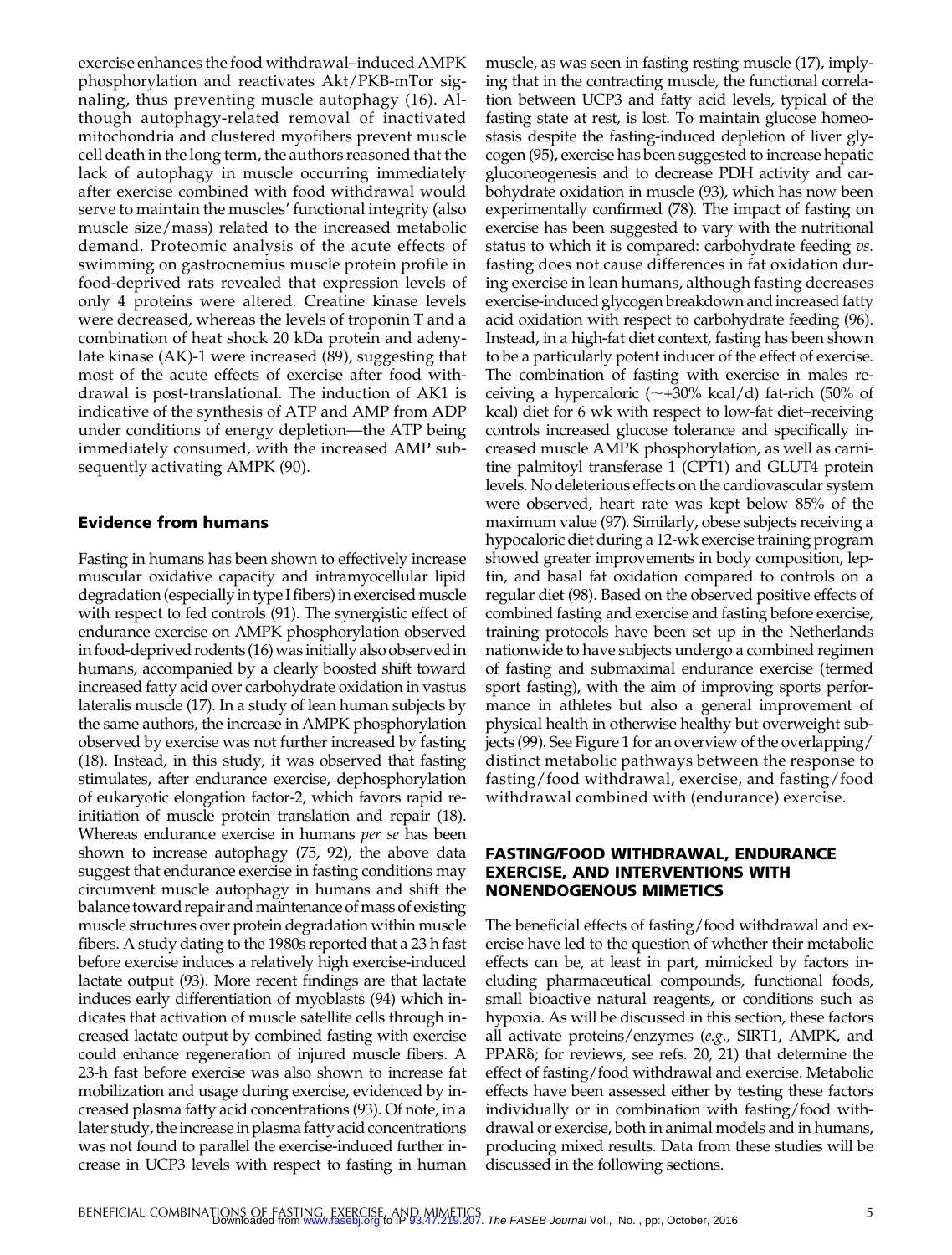exercise enhances the food withdrawal–induced AMPK phosphorylation and reactivates Akt/PKB-mTor signaling, thus preventing muscle autophagy (16). Although autophagy-related removal of inactivated mitochondria and clustered myofibers prevent muscle cell death in the long term, the authors reasoned that the lack of autophagy in muscle occurring immediately after exercise combined with food withdrawal would serve to maintain the muscles' functional integrity (also muscle size/mass) related to the increased metabolic demand. Proteomic analysis of the acute effects of swimming on gastrocnemius muscle protein profile in food-deprived rats revealed that expression levels of only 4 proteins were altered. Creatine kinase levels were decreased, whereas the levels of troponin T and a combination of heat shock 20 kDa protein and adenylate kinase (AK)-1 were increased (89), suggesting that most of the acute effects of exercise after food withdrawal is post-translational. The induction of AK1 is indicative of the synthesis of ATP and AMP from ADP under conditions of energy depletion—the ATP being immediately consumed, with the increased AMP subsequently activating AMPK (90).

### Evidence from humans

Fasting in humans has been shown to effectively increase muscular oxidative capacity and intramyocellular lipid degradation (especially in type I fibers) in exercised muscle with respect to fed controls (91). The synergistic effect of endurance exercise on AMPK phosphorylation observed in food-deprived rodents (16) was initially also observed in humans, accompanied by a clearly boosted shift toward increased fatty acid over carbohydrate oxidation in vastus lateralis muscle (17). In a study of lean human subjects by the same authors, the increase in AMPK phosphorylation observed by exercise was not further increased by fasting (18). Instead, in this study, it was observed that fasting stimulates, after endurance exercise, dephosphorylation of eukaryotic elongation factor-2, which favors rapid reinitiation of muscle protein translation and repair (18). Whereas endurance exercise in humans *per se* has been shown to increase autophagy (75, 92), the above data suggest that endurance exercise in fasting conditions may circumvent muscle autophagy in humans and shift the balance toward repair and maintenance of mass of existing muscle structures over protein degradation within muscle fibers. A study dating to the 1980s reported that a 23 h fast before exercise induces a relatively high exercise-induced lactate output (93). More recent findings are that lactate induces early differentiation of myoblasts (94) which indicates that activation of muscle satellite cells through increased lactate output by combined fasting with exercise could enhance regeneration of injured muscle fibers. A 23-h fast before exercise was also shown to increase fat mobilization and usage during exercise, evidenced by increased plasma fatty acid concentrations (93). Of note, in a later study, the increase in plasma fatty acid concentrations was not found to parallel the exercise-induced further increase in UCP3 levels with respect to fasting in human muscle, as was seen in fasting resting muscle (17), implying that in the contracting muscle, the functional correlation between UCP3 and fatty acid levels, typical of the fasting state at rest, is lost. To maintain glucose homeostasis despite the fasting-induced depletion of liver glycogen (95), exercise has been suggested to increase hepatic gluconeogenesis and to decrease PDH activity and carbohydrate oxidation in muscle (93), which has now been experimentally confirmed (78). The impact of fasting on exercise has been suggested to vary with the nutritional status to which it is compared: carbohydrate feeding *vs.* fasting does not cause differences in fat oxidation during exercise in lean humans, although fasting decreases exercise-induced glycogen breakdown and increased fatty acid oxidation with respect to carbohydrate feeding (96). Instead, in a high-fat diet context, fasting has been shown to be a particularly potent inducer of the effect of exercise. The combination of fasting with exercise in males receiving a hypercaloric (~+30% kcal/d) fat-rich (50% of kcal) diet for 6 wk with respect to low-fat diet–receiving controls increased glucose tolerance and specifically increased muscle AMPK phosphorylation, as well as carnitine palmitoyl transferase 1 (CPT1) and GLUT4 protein levels. No deleterious effects on the cardiovascular system were observed, heart rate was kept below 85% of the maximum value (97). Similarly, obese subjects receiving a hypocaloric diet during a 12-wk exercise training program showed greater improvements in body composition, leptin, and basal fat oxidation compared to controls on a regular diet (98). Based on the observed positive effects of combined fasting and exercise and fasting before exercise, training protocols have been set up in the Netherlands nationwide to have subjects undergo a combined regimen of fasting and submaximal endurance exercise (termed sport fasting), with the aim of improving sports performance in athletes but also a general improvement of physical health in otherwise healthy but overweight subjects (99). See Figure 1 for an overview of the overlapping/distinct metabolic pathways between the response to fasting/food withdrawal, exercise, and fasting/food withdrawal combined with (endurance) exercise.

## FASTING/FOOD WITHDRAWAL, ENDURANCE EXERCISE, AND INTERVENTIONS WITH NONENDOGENOUS MIMETICS

The beneficial effects of fasting/food withdrawal and exercise have led to the question of whether their metabolic effects can be, at least in part, mimicked by factors including pharmaceutical compounds, functional foods, small bioactive natural reagents, or conditions such as hypoxia. As will be discussed in this section, these factors all activate proteins/enzymes (*e.g.,* SIRT1, AMPK, and PPARδ; for reviews, see refs. 20, 21) that determine the effect of fasting/food withdrawal and exercise. Metabolic effects have been assessed either by testing these factors individually or in combination with fasting/food withdrawal or exercise, both in animal models and in humans, producing mixed results. Data from these studies will be discussed in the following sections.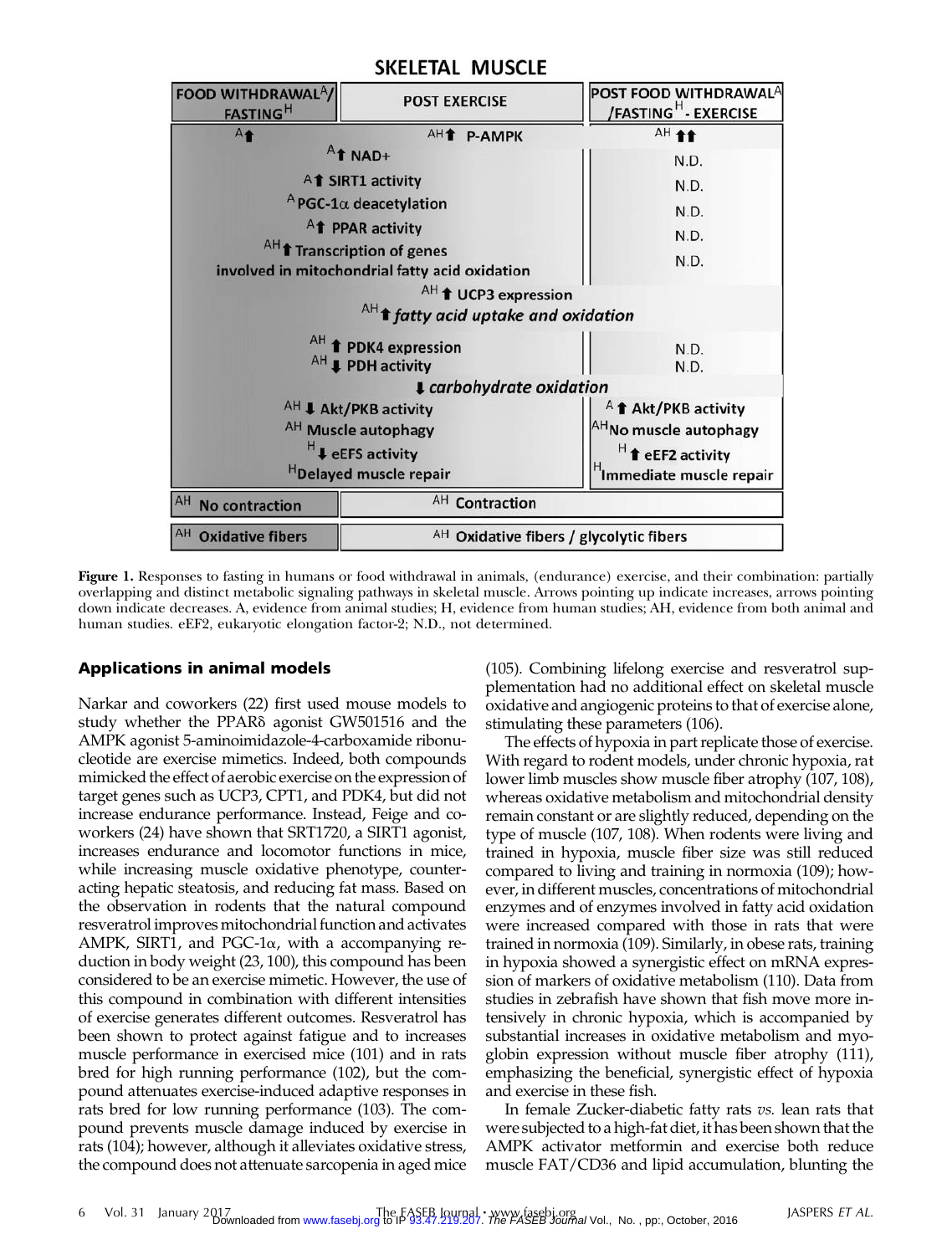## SKELETAL MUSCLE

| FOOD WITHDRAWAL[A]/ FASTING[H] | POST EXERCISE | POST FOOD WITHDRAWAL[A] /FASTING[H] - EXERCISE |
|---|---|---|
| [A]↑ | [AH]↑ P-AMPK | [AH]↑↑ |
| [A]↑ NAD+ | | N.D. |
| [A]↑ SIRT1 activity | | N.D. |
| [A]PGC-1α deacetylation | | N.D. |
| [A]↑ PPAR activity | | N.D. |
| [AH]↑ Transcription of genes involved in mitochondrial fatty acid oxidation | | N.D. |
| [AH]↑ UCP3 expression | | |
| [AH]↑ *fatty acid uptake and oxidation* | | |
| [AH]↑ PDK4 expression | | N.D. |
| [AH]↓ PDH activity | | N.D. |
| ↓ *carbohydrate oxidation* | | |
| [AH]↓ Akt/PKB activity | | [A]↑ Akt/PKB activity |
| [AH] Muscle autophagy | | [AH]No muscle autophagy |
| [H]↓ eEFS activity | | [H]↑ eEF2 activity |
| [H]Delayed muscle repair | | [H]Immediate muscle repair |
| [AH] No contraction | [AH] Contraction | |
| [AH] Oxidative fibers | [AH] Oxidative fibers / glycolytic fibers | |

**Figure 1.** Responses to fasting in humans or food withdrawal in animals, (endurance) exercise, and their combination: partially overlapping and distinct metabolic signaling pathways in skeletal muscle. Arrows pointing up indicate increases, arrows pointing down indicate decreases. A, evidence from animal studies; H, evidence from human studies; AH, evidence from both animal and human studies. eEF2, eukaryotic elongation factor-2; N.D., not determined.

### Applications in animal models

Narkar and coworkers (22) first used mouse models to study whether the PPARδ agonist GW501516 and the AMPK agonist 5-aminoimidazole-4-carboxamide ribonucleotide are exercise mimetics. Indeed, both compounds mimicked the effect of aerobic exercise on the expression of target genes such as UCP3, CPT1, and PDK4, but did not increase endurance performance. Instead, Feige and coworkers (24) have shown that SRT1720, a SIRT1 agonist, increases endurance and locomotor functions in mice, while increasing muscle oxidative phenotype, counteracting hepatic steatosis, and reducing fat mass. Based on the observation in rodents that the natural compound resveratrol improves mitochondrial function and activates AMPK, SIRT1, and PGC-1α, with a accompanying reduction in body weight (23, 100), this compound has been considered to be an exercise mimetic. However, the use of this compound in combination with different intensities of exercise generates different outcomes. Resveratrol has been shown to protect against fatigue and to increases muscle performance in exercised mice (101) and in rats bred for high running performance (102), but the compound attenuates exercise-induced adaptive responses in rats bred for low running performance (103). The compound prevents muscle damage induced by exercise in rats (104); however, although it alleviates oxidative stress, the compound does not attenuate sarcopenia in aged mice (105). Combining lifelong exercise and resveratrol supplementation had no additional effect on skeletal muscle oxidative and angiogenic proteins to that of exercise alone, stimulating these parameters (106).

The effects of hypoxia in part replicate those of exercise. With regard to rodent models, under chronic hypoxia, rat lower limb muscles show muscle fiber atrophy (107, 108), whereas oxidative metabolism and mitochondrial density remain constant or are slightly reduced, depending on the type of muscle (107, 108). When rodents were living and trained in hypoxia, muscle fiber size was still reduced compared to living and training in normoxia (109); however, in different muscles, concentrations of mitochondrial enzymes and of enzymes involved in fatty acid oxidation were increased compared with those in rats that were trained in normoxia (109). Similarly, in obese rats, training in hypoxia showed a synergistic effect on mRNA expression of markers of oxidative metabolism (110). Data from studies in zebrafish have shown that fish move more intensively in chronic hypoxia, which is accompanied by substantial increases in oxidative metabolism and myoglobin expression without muscle fiber atrophy (111), emphasizing the beneficial, synergistic effect of hypoxia and exercise in these fish.

In female Zucker-diabetic fatty rats *vs.* lean rats that were subjected to a high-fat diet, it has been shown that the AMPK activator metformin and exercise both reduce muscle FAT/CD36 and lipid accumulation, blunting the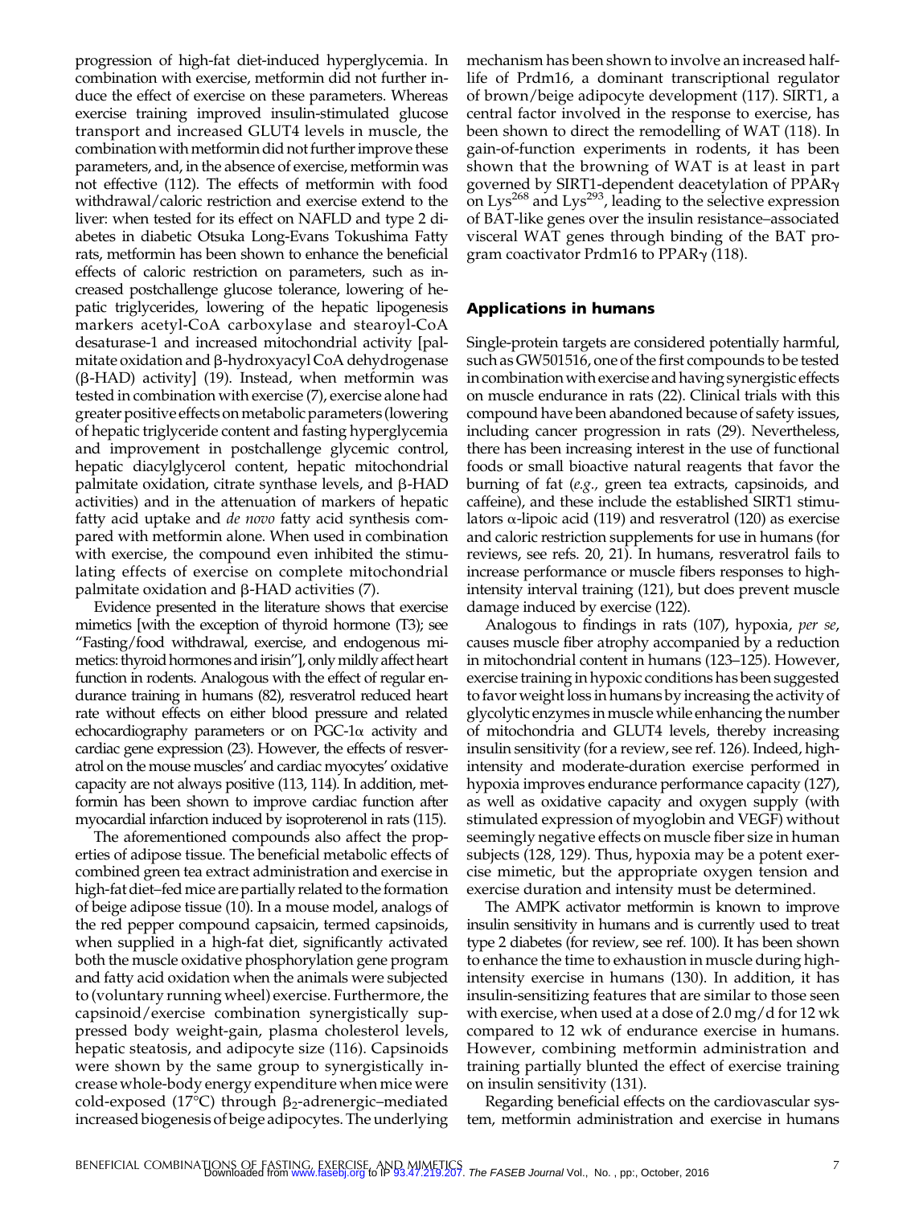progression of high-fat diet-induced hyperglycemia. In combination with exercise, metformin did not further induce the effect of exercise on these parameters. Whereas exercise training improved insulin-stimulated glucose transport and increased GLUT4 levels in muscle, the combination with metformin did not further improve these parameters, and, in the absence of exercise, metformin was not effective (112). The effects of metformin with food withdrawal/caloric restriction and exercise extend to the liver: when tested for its effect on NAFLD and type 2 diabetes in diabetic Otsuka Long-Evans Tokushima Fatty rats, metformin has been shown to enhance the beneficial effects of caloric restriction on parameters, such as increased postchallenge glucose tolerance, lowering of hepatic triglycerides, lowering of the hepatic lipogenesis markers acetyl-CoA carboxylase and stearoyl-CoA desaturase-1 and increased mitochondrial activity [palmitate oxidation and β-hydroxyacyl CoA dehydrogenase (β-HAD) activity] (19). Instead, when metformin was tested in combination with exercise (7), exercise alone had greater positive effects on metabolic parameters (lowering of hepatic triglyceride content and fasting hyperglycemia and improvement in postchallenge glycemic control, hepatic diacylglycerol content, hepatic mitochondrial palmitate oxidation, citrate synthase levels, and β-HAD activities) and in the attenuation of markers of hepatic fatty acid uptake and *de novo* fatty acid synthesis compared with metformin alone. When used in combination with exercise, the compound even inhibited the stimulating effects of exercise on complete mitochondrial palmitate oxidation and β-HAD activities (7).

Evidence presented in the literature shows that exercise mimetics [with the exception of thyroid hormone (T3); see "Fasting/food withdrawal, exercise, and endogenous mimetics: thyroid hormones and irisin"], only mildly affect heart function in rodents. Analogous with the effect of regular endurance training in humans (82), resveratrol reduced heart rate without effects on either blood pressure and related echocardiography parameters or on PGC-1α activity and cardiac gene expression (23). However, the effects of resveratrol on the mouse muscles' and cardiac myocytes' oxidative capacity are not always positive (113, 114). In addition, metformin has been shown to improve cardiac function after myocardial infarction induced by isoproterenol in rats (115).

The aforementioned compounds also affect the properties of adipose tissue. The beneficial metabolic effects of combined green tea extract administration and exercise in high-fat diet–fed mice are partially related to the formation of beige adipose tissue (10). In a mouse model, analogs of the red pepper compound capsaicin, termed capsinoids, when supplied in a high-fat diet, significantly activated both the muscle oxidative phosphorylation gene program and fatty acid oxidation when the animals were subjected to (voluntary running wheel) exercise. Furthermore, the capsinoid/exercise combination synergistically suppressed body weight-gain, plasma cholesterol levels, hepatic steatosis, and adipocyte size (116). Capsinoids were shown by the same group to synergistically increase whole-body energy expenditure when mice were cold-exposed (17°C) through $\beta_2$-adrenergic–mediated increased biogenesis of beige adipocytes. The underlying mechanism has been shown to involve an increased half-life of Prdm16, a dominant transcriptional regulator of brown/beige adipocyte development (117). SIRT1, a central factor involved in the response to exercise, has been shown to direct the remodelling of WAT (118). In gain-of-function experiments in rodents, it has been shown that the browning of WAT is at least in part governed by SIRT1-dependent deacetylation of PPARγ on $Lys^{268}$ and $Lys^{293}$, leading to the selective expression of BAT-like genes over the insulin resistance–associated visceral WAT genes through binding of the BAT program coactivator Prdm16 to PPARγ (118).

## Applications in humans

Single-protein targets are considered potentially harmful, such as GW501516, one of the first compounds to be tested in combination with exercise and having synergistic effects on muscle endurance in rats (22). Clinical trials with this compound have been abandoned because of safety issues, including cancer progression in rats (29). Nevertheless, there has been increasing interest in the use of functional foods or small bioactive natural reagents that favor the burning of fat (*e.g.,* green tea extracts, capsinoids, and caffeine), and these include the established SIRT1 stimulators α-lipoic acid (119) and resveratrol (120) as exercise and caloric restriction supplements for use in humans (for reviews, see refs. 20, 21). In humans, resveratrol fails to increase performance or muscle fibers responses to high-intensity interval training (121), but does prevent muscle damage induced by exercise (122).

Analogous to findings in rats (107), hypoxia, *per se*, causes muscle fiber atrophy accompanied by a reduction in mitochondrial content in humans (123–125). However, exercise training in hypoxic conditions has been suggested to favor weight loss in humans by increasing the activity of glycolytic enzymes in muscle while enhancing the number of mitochondria and GLUT4 levels, thereby increasing insulin sensitivity (for a review, see ref. 126). Indeed, high-intensity and moderate-duration exercise performed in hypoxia improves endurance performance capacity (127), as well as oxidative capacity and oxygen supply (with stimulated expression of myoglobin and VEGF) without seemingly negative effects on muscle fiber size in human subjects (128, 129). Thus, hypoxia may be a potent exercise mimetic, but the appropriate oxygen tension and exercise duration and intensity must be determined.

The AMPK activator metformin is known to improve insulin sensitivity in humans and is currently used to treat type 2 diabetes (for review, see ref. 100). It has been shown to enhance the time to exhaustion in muscle during high-intensity exercise in humans (130). In addition, it has insulin-sensitizing features that are similar to those seen with exercise, when used at a dose of 2.0 mg/d for 12 wk compared to 12 wk of endurance exercise in humans. However, combining metformin administration and training partially blunted the effect of exercise training on insulin sensitivity (131).

Regarding beneficial effects on the cardiovascular system, metformin administration and exercise in humans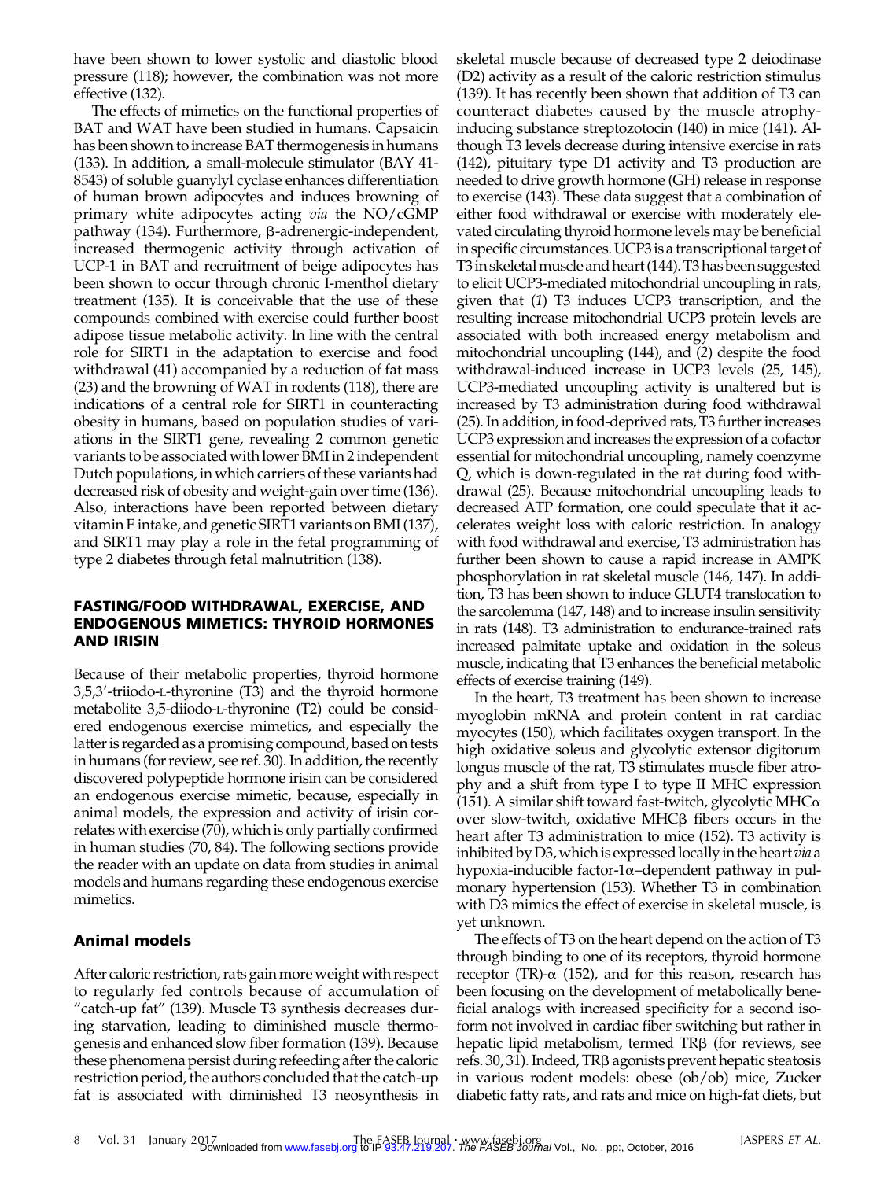have been shown to lower systolic and diastolic blood pressure (118); however, the combination was not more effective (132).

The effects of mimetics on the functional properties of BAT and WAT have been studied in humans. Capsaicin has been shown to increase BAT thermogenesis in humans (133). In addition, a small-molecule stimulator (BAY 41-8543) of soluble guanylyl cyclase enhances differentiation of human brown adipocytes and induces browning of primary white adipocytes acting *via* the NO/cGMP pathway (134). Furthermore, β-adrenergic-independent, increased thermogenic activity through activation of UCP-1 in BAT and recruitment of beige adipocytes has been shown to occur through chronic l-menthol dietary treatment (135). It is conceivable that the use of these compounds combined with exercise could further boost adipose tissue metabolic activity. In line with the central role for SIRT1 in the adaptation to exercise and food withdrawal (41) accompanied by a reduction of fat mass (23) and the browning of WAT in rodents (118), there are indications of a central role for SIRT1 in counteracting obesity in humans, based on population studies of variations in the SIRT1 gene, revealing 2 common genetic variants to be associated with lower BMI in 2 independent Dutch populations, in which carriers of these variants had decreased risk of obesity and weight-gain over time (136). Also, interactions have been reported between dietary vitamin E intake, and genetic SIRT1 variants on BMI (137), and SIRT1 may play a role in the fetal programming of type 2 diabetes through fetal malnutrition (138).

## FASTING/FOOD WITHDRAWAL, EXERCISE, AND ENDOGENOUS MIMETICS: THYROID HORMONES AND IRISIN

Because of their metabolic properties, thyroid hormone 3,5,3′-triiodo-L-thyronine (T3) and the thyroid hormone metabolite 3,5-diiodo-L-thyronine (T2) could be considered endogenous exercise mimetics, and especially the latter is regarded as a promising compound, based on tests in humans (for review, see ref. 30). In addition, the recently discovered polypeptide hormone irisin can be considered an endogenous exercise mimetic, because, especially in animal models, the expression and activity of irisin correlates with exercise (70), which is only partially confirmed in human studies (70, 84). The following sections provide the reader with an update on data from studies in animal models and humans regarding these endogenous exercise mimetics.

### Animal models

After caloric restriction, rats gain more weight with respect to regularly fed controls because of accumulation of "catch-up fat" (139). Muscle T3 synthesis decreases during starvation, leading to diminished muscle thermogenesis and enhanced slow fiber formation (139). Because these phenomena persist during refeeding after the caloric restriction period, the authors concluded that the catch-up fat is associated with diminished T3 neosynthesis in skeletal muscle because of decreased type 2 deiodinase (D2) activity as a result of the caloric restriction stimulus (139). It has recently been shown that addition of T3 can counteract diabetes caused by the muscle atrophy-inducing substance streptozotocin (140) in mice (141). Although T3 levels decrease during intensive exercise in rats (142), pituitary type D1 activity and T3 production are needed to drive growth hormone (GH) release in response to exercise (143). These data suggest that a combination of either food withdrawal or exercise with moderately elevated circulating thyroid hormone levels may be beneficial in specific circumstances. UCP3 is a transcriptional target of T3 in skeletal muscle and heart (144). T3 has been suggested to elicit UCP3-mediated mitochondrial uncoupling in rats, given that (*1*) T3 induces UCP3 transcription, and the resulting increase mitochondrial UCP3 protein levels are associated with both increased energy metabolism and mitochondrial uncoupling (144), and (*2*) despite the food withdrawal-induced increase in UCP3 levels (25, 145), UCP3-mediated uncoupling activity is unaltered but is increased by T3 administration during food withdrawal (25). In addition, in food-deprived rats, T3 further increases UCP3 expression and increases the expression of a cofactor essential for mitochondrial uncoupling, namely coenzyme Q, which is down-regulated in the rat during food withdrawal (25). Because mitochondrial uncoupling leads to decreased ATP formation, one could speculate that it accelerates weight loss with caloric restriction. In analogy with food withdrawal and exercise, T3 administration has further been shown to cause a rapid increase in AMPK phosphorylation in rat skeletal muscle (146, 147). In addition, T3 has been shown to induce GLUT4 translocation to the sarcolemma (147, 148) and to increase insulin sensitivity in rats (148). T3 administration to endurance-trained rats increased palmitate uptake and oxidation in the soleus muscle, indicating that T3 enhances the beneficial metabolic effects of exercise training (149).

In the heart, T3 treatment has been shown to increase myoglobin mRNA and protein content in rat cardiac myocytes (150), which facilitates oxygen transport. In the high oxidative soleus and glycolytic extensor digitorum longus muscle of the rat, T3 stimulates muscle fiber atrophy and a shift from type I to type II MHC expression (151). A similar shift toward fast-twitch, glycolytic MHCα over slow-twitch, oxidative MHCβ fibers occurs in the heart after T3 administration to mice (152). T3 activity is inhibited by D3, which is expressed locally in the heart *via* a hypoxia-inducible factor-1α–dependent pathway in pulmonary hypertension (153). Whether T3 in combination with D3 mimics the effect of exercise in skeletal muscle, is yet unknown.

The effects of T3 on the heart depend on the action of T3 through binding to one of its receptors, thyroid hormone receptor (TR)-α (152), and for this reason, research has been focusing on the development of metabolically beneficial analogs with increased specificity for a second isoform not involved in cardiac fiber switching but rather in hepatic lipid metabolism, termed TRβ (for reviews, see refs. 30, 31). Indeed, TRβ agonists prevent hepatic steatosis in various rodent models: obese (ob/ob) mice, Zucker diabetic fatty rats, and rats and mice on high-fat diets, but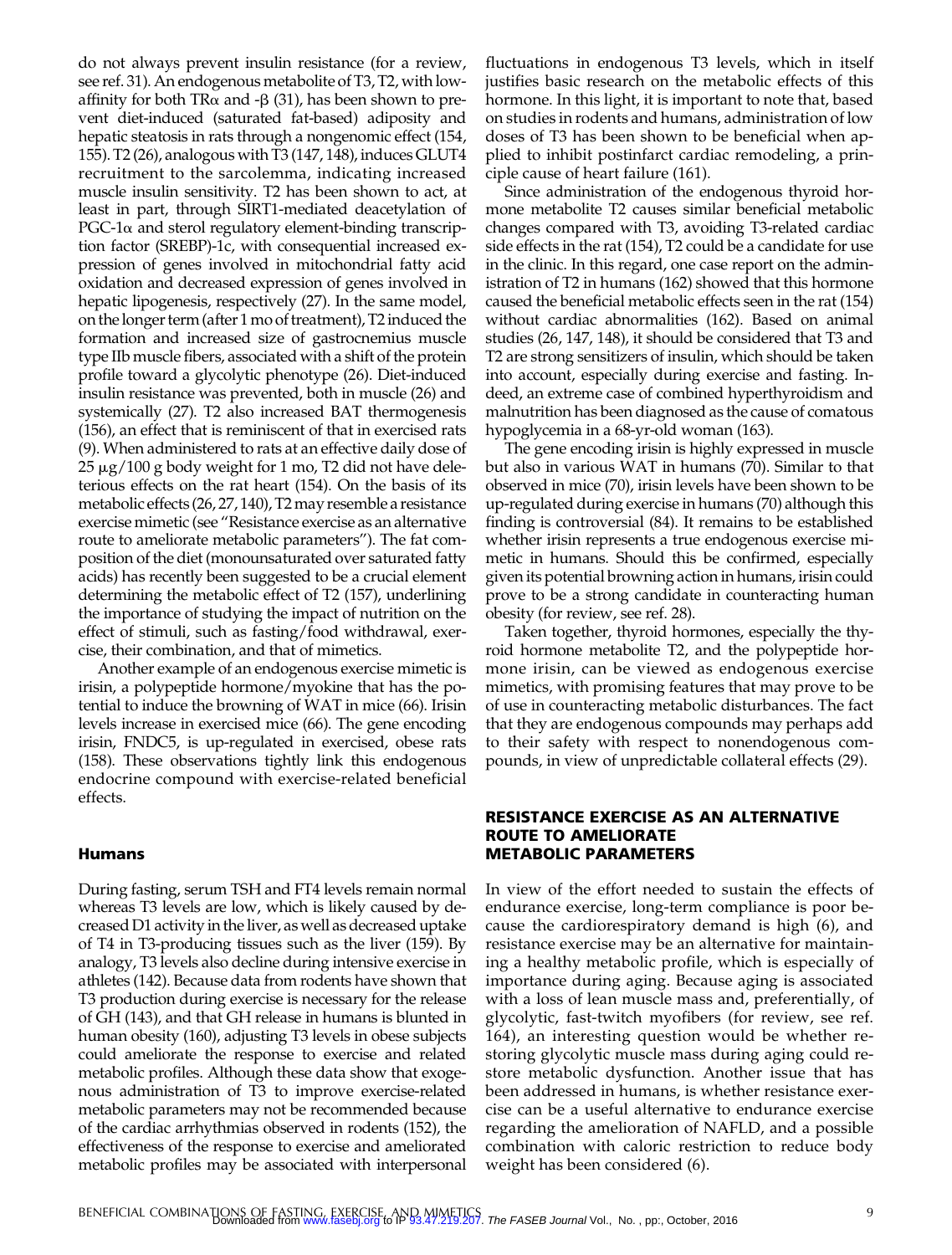do not always prevent insulin resistance (for a review, see ref. 31). An endogenous metabolite of T3, T2, with low-affinity for both TRα and -β (31), has been shown to prevent diet-induced (saturated fat-based) adiposity and hepatic steatosis in rats through a nongenomic effect (154, 155). T2 (26), analogous with T3 (147, 148), induces GLUT4 recruitment to the sarcolemma, indicating increased muscle insulin sensitivity. T2 has been shown to act, at least in part, through SIRT1-mediated deacetylation of PGC-1α and sterol regulatory element-binding transcription factor (SREBP)-1c, with consequential increased expression of genes involved in mitochondrial fatty acid oxidation and decreased expression of genes involved in hepatic lipogenesis, respectively (27). In the same model, on the longer term (after 1 mo of treatment), T2 induced the formation and increased size of gastrocnemius muscle type IIb muscle fibers, associated with a shift of the protein profile toward a glycolytic phenotype (26). Diet-induced insulin resistance was prevented, both in muscle (26) and systemically (27). T2 also increased BAT thermogenesis (156), an effect that is reminiscent of that in exercised rats (9). When administered to rats at an effective daily dose of 25 μg/100 g body weight for 1 mo, T2 did not have deleterious effects on the rat heart (154). On the basis of its metabolic effects (26, 27, 140), T2 may resemble a resistance exercise mimetic (see "Resistance exercise as an alternative route to ameliorate metabolic parameters"). The fat composition of the diet (monounsaturated over saturated fatty acids) has recently been suggested to be a crucial element determining the metabolic effect of T2 (157), underlining the importance of studying the impact of nutrition on the effect of stimuli, such as fasting/food withdrawal, exercise, their combination, and that of mimetics.

Another example of an endogenous exercise mimetic is irisin, a polypeptide hormone/myokine that has the potential to induce the browning of WAT in mice (66). Irisin levels increase in exercised mice (66). The gene encoding irisin, FNDC5, is up-regulated in exercised, obese rats (158). These observations tightly link this endogenous endocrine compound with exercise-related beneficial effects.

### Humans

During fasting, serum TSH and FT4 levels remain normal whereas T3 levels are low, which is likely caused by decreased D1 activity in the liver, as well as decreased uptake of T4 in T3-producing tissues such as the liver (159). By analogy, T3 levels also decline during intensive exercise in athletes (142). Because data from rodents have shown that T3 production during exercise is necessary for the release of GH (143), and that GH release in humans is blunted in human obesity (160), adjusting T3 levels in obese subjects could ameliorate the response to exercise and related metabolic profiles. Although these data show that exogenous administration of T3 to improve exercise-related metabolic parameters may not be recommended because of the cardiac arrhythmias observed in rodents (152), the effectiveness of the response to exercise and ameliorated metabolic profiles may be associated with interpersonal fluctuations in endogenous T3 levels, which in itself justifies basic research on the metabolic effects of this hormone. In this light, it is important to note that, based on studies in rodents and humans, administration of low doses of T3 has been shown to be beneficial when applied to inhibit postinfarct cardiac remodeling, a principle cause of heart failure (161).

Since administration of the endogenous thyroid hormone metabolite T2 causes similar beneficial metabolic changes compared with T3, avoiding T3-related cardiac side effects in the rat (154), T2 could be a candidate for use in the clinic. In this regard, one case report on the administration of T2 in humans (162) showed that this hormone caused the beneficial metabolic effects seen in the rat (154) without cardiac abnormalities (162). Based on animal studies (26, 147, 148), it should be considered that T3 and T2 are strong sensitizers of insulin, which should be taken into account, especially during exercise and fasting. Indeed, an extreme case of combined hyperthyroidism and malnutrition has been diagnosed as the cause of comatous hypoglycemia in a 68-yr-old woman (163).

The gene encoding irisin is highly expressed in muscle but also in various WAT in humans (70). Similar to that observed in mice (70), irisin levels have been shown to be up-regulated during exercise in humans (70) although this finding is controversial (84). It remains to be established whether irisin represents a true endogenous exercise mimetic in humans. Should this be confirmed, especially given its potential browning action in humans, irisin could prove to be a strong candidate in counteracting human obesity (for review, see ref. 28).

Taken together, thyroid hormones, especially the thyroid hormone metabolite T2, and the polypeptide hormone irisin, can be viewed as endogenous exercise mimetics, with promising features that may prove to be of use in counteracting metabolic disturbances. The fact that they are endogenous compounds may perhaps add to their safety with respect to nonendogenous compounds, in view of unpredictable collateral effects (29).

## RESISTANCE EXERCISE AS AN ALTERNATIVE ROUTE TO AMELIORATE METABOLIC PARAMETERS

In view of the effort needed to sustain the effects of endurance exercise, long-term compliance is poor because the cardiorespiratory demand is high (6), and resistance exercise may be an alternative for maintaining a healthy metabolic profile, which is especially of importance during aging. Because aging is associated with a loss of lean muscle mass and, preferentially, of glycolytic, fast-twitch myofibers (for review, see ref. 164), an interesting question would be whether restoring glycolytic muscle mass during aging could restore metabolic dysfunction. Another issue that has been addressed in humans, is whether resistance exercise can be a useful alternative to endurance exercise regarding the amelioration of NAFLD, and a possible combination with caloric restriction to reduce body weight has been considered (6).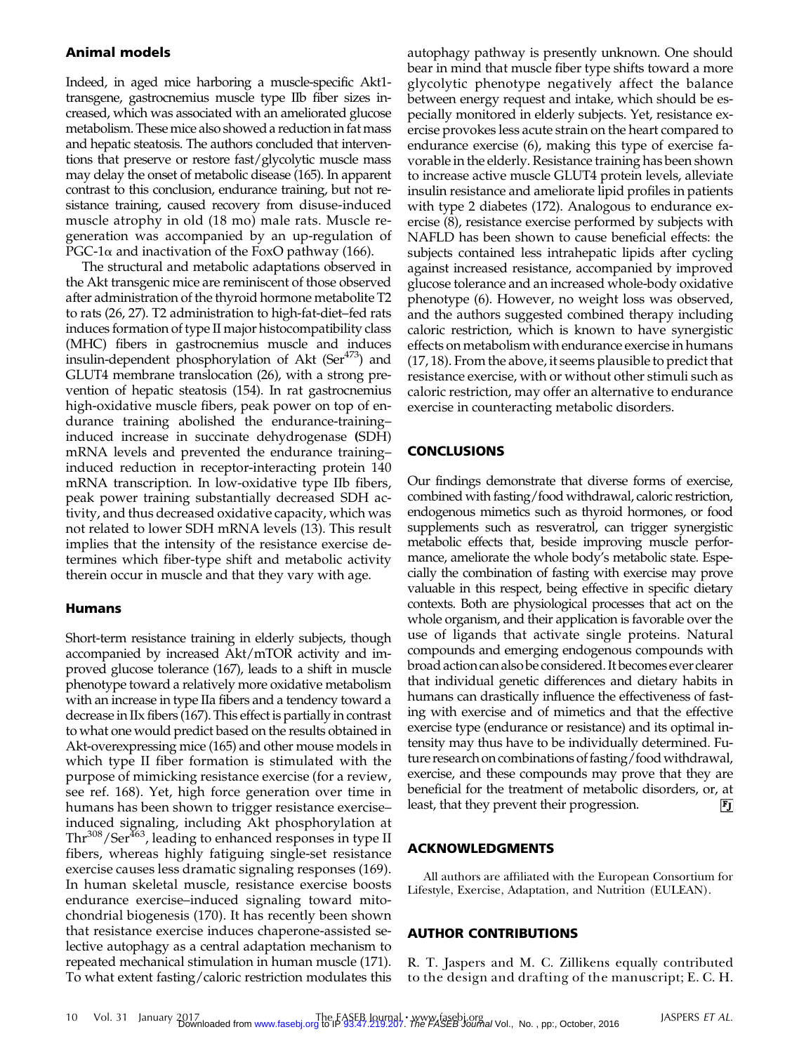### Animal models

Indeed, in aged mice harboring a muscle-specific Akt1-transgene, gastrocnemius muscle type IIb fiber sizes increased, which was associated with an ameliorated glucose metabolism. These mice also showed a reduction in fat mass and hepatic steatosis. The authors concluded that interventions that preserve or restore fast/glycolytic muscle mass may delay the onset of metabolic disease (165). In apparent contrast to this conclusion, endurance training, but not resistance training, caused recovery from disuse-induced muscle atrophy in old (18 mo) male rats. Muscle regeneration was accompanied by an up-regulation of PGC-1α and inactivation of the FoxO pathway (166).

The structural and metabolic adaptations observed in the Akt transgenic mice are reminiscent of those observed after administration of the thyroid hormone metabolite T2 to rats (26, 27). T2 administration to high-fat-diet–fed rats induces formation of type II major histocompatibility class (MHC) fibers in gastrocnemius muscle and induces insulin-dependent phosphorylation of Akt (Ser[473]) and GLUT4 membrane translocation (26), with a strong prevention of hepatic steatosis (154). In rat gastrocnemius high-oxidative muscle fibers, peak power on top of endurance training abolished the endurance-training–induced increase in succinate dehydrogenase (SDH) mRNA levels and prevented the endurance training–induced reduction in receptor-interacting protein 140 mRNA transcription. In low-oxidative type IIb fibers, peak power training substantially decreased SDH activity, and thus decreased oxidative capacity, which was not related to lower SDH mRNA levels (13). This result implies that the intensity of the resistance exercise determines which fiber-type shift and metabolic activity therein occur in muscle and that they vary with age.

### Humans

Short-term resistance training in elderly subjects, though accompanied by increased Akt/mTOR activity and improved glucose tolerance (167), leads to a shift in muscle phenotype toward a relatively more oxidative metabolism with an increase in type IIa fibers and a tendency toward a decrease in IIx fibers (167). This effect is partially in contrast to what one would predict based on the results obtained in Akt-overexpressing mice (165) and other mouse models in which type II fiber formation is stimulated with the purpose of mimicking resistance exercise (for a review, see ref. 168). Yet, high force generation over time in humans has been shown to trigger resistance exercise–induced signaling, including Akt phosphorylation at Thr[308]/Ser[463], leading to enhanced responses in type II fibers, whereas highly fatiguing single-set resistance exercise causes less dramatic signaling responses (169). In human skeletal muscle, resistance exercise boosts endurance exercise–induced signaling toward mitochondrial biogenesis (170). It has recently been shown that resistance exercise induces chaperone-assisted selective autophagy as a central adaptation mechanism to repeated mechanical stimulation in human muscle (171). To what extent fasting/caloric restriction modulates this autophagy pathway is presently unknown. One should bear in mind that muscle fiber type shifts toward a more glycolytic phenotype negatively affect the balance between energy request and intake, which should be especially monitored in elderly subjects. Yet, resistance exercise provokes less acute strain on the heart compared to endurance exercise (6), making this type of exercise favorable in the elderly. Resistance training has been shown to increase active muscle GLUT4 protein levels, alleviate insulin resistance and ameliorate lipid profiles in patients with type 2 diabetes (172). Analogous to endurance exercise (8), resistance exercise performed by subjects with NAFLD has been shown to cause beneficial effects: the subjects contained less intrahepatic lipids after cycling against increased resistance, accompanied by improved glucose tolerance and an increased whole-body oxidative phenotype (6). However, no weight loss was observed, and the authors suggested combined therapy including caloric restriction, which is known to have synergistic effects on metabolism with endurance exercise in humans (17, 18). From the above, it seems plausible to predict that resistance exercise, with or without other stimuli such as caloric restriction, may offer an alternative to endurance exercise in counteracting metabolic disorders.

## CONCLUSIONS

Our findings demonstrate that diverse forms of exercise, combined with fasting/food withdrawal, caloric restriction, endogenous mimetics such as thyroid hormones, or food supplements such as resveratrol, can trigger synergistic metabolic effects that, beside improving muscle performance, ameliorate the whole body's metabolic state. Especially the combination of fasting with exercise may prove valuable in this respect, being effective in specific dietary contexts. Both are physiological processes that act on the whole organism, and their application is favorable over the use of ligands that activate single proteins. Natural compounds and emerging endogenous compounds with broad action can also be considered. It becomes ever clearer that individual genetic differences and dietary habits in humans can drastically influence the effectiveness of fasting with exercise and of mimetics and that the effective exercise type (endurance or resistance) and its optimal intensity may thus have to be individually determined. Future research on combinations of fasting/food withdrawal, exercise, and these compounds may prove that they are beneficial for the treatment of metabolic disorders, or, at least, that they prevent their progression.

## ACKNOWLEDGMENTS

All authors are affiliated with the European Consortium for Lifestyle, Exercise, Adaptation, and Nutrition (EULEAN).

## AUTHOR CONTRIBUTIONS

R. T. Jaspers and M. C. Zillikens equally contributed to the design and drafting of the manuscript; E. C. H.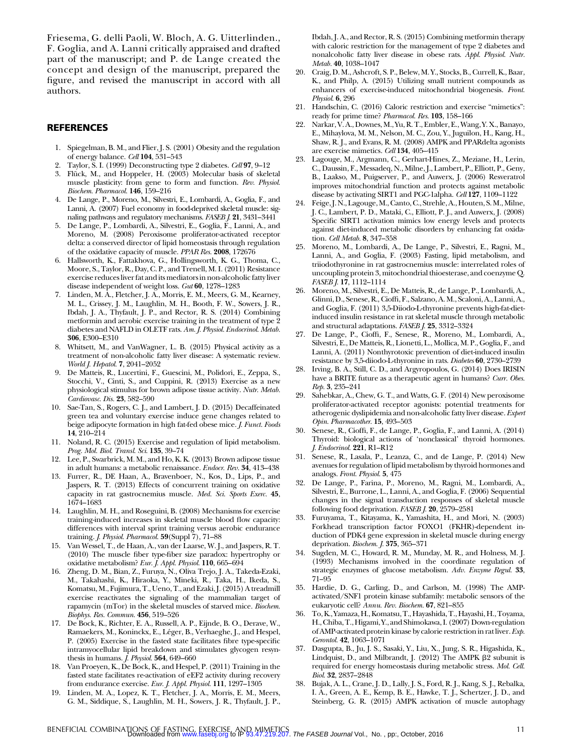Friesema, G. delli Paoli, W. Bloch, A. G. Uitterlinden., F. Goglia, and A. Lanni critically appraised and drafted part of the manuscript; and P. de Lange created the concept and design of the manuscript, prepared the figure, and revised the manuscript in accord with all authors.

## REFERENCES

1. Spiegelman, B. M., and Flier, J. S. (2001) Obesity and the regulation of energy balance. *Cell* **104**, 531–543
2. Taylor, S. I. (1999) Deconstructing type 2 diabetes. *Cell* **97**, 9–12
3. Flück, M., and Hoppeler, H. (2003) Molecular basis of skeletal muscle plasticity: from gene to form and function. *Rev. Physiol. Biochem. Pharmacol.* **146**, 159–216
4. De Lange, P., Moreno, M., Silvestri, E., Lombardi, A., Goglia, F., and Lanni, A. (2007) Fuel economy in food-deprived skeletal muscle: signaling pathways and regulatory mechanisms. *FASEB J.* **21**, 3431–3441
5. De Lange, P., Lombardi, A., Silvestri, E., Goglia, F., Lanni, A., and Moreno, M. (2008) Peroxisome proliferator-activated receptor delta: a conserved director of lipid homeostasis through regulation of the oxidative capacity of muscle. *PPAR Res.* **2008**, 172676
6. Hallsworth, K., Fattakhova, G., Hollingsworth, K. G., Thoma, C., Moore, S., Taylor, R., Day, C. P., and Trenell, M. I. (2011) Resistance exercise reduces liver fat and its mediators in non-alcoholic fatty liver disease independent of weight loss. *Gut* **60**, 1278–1283
7. Linden, M. A., Fletcher, J. A., Morris, E. M., Meers, G. M., Kearney, M. L., Crissey, J. M., Laughlin, M. H., Booth, F. W., Sowers, J. R., Ibdah, J. A., Thyfault, J. P., and Rector, R. S. (2014) Combining metformin and aerobic exercise training in the treatment of type 2 diabetes and NAFLD in OLETF rats. *Am. J. Physiol. Endocrinol. Metab.* **306**, E300–E310
8. Whitsett, M., and VanWagner, L. B. (2015) Physical activity as a treatment of non-alcoholic fatty liver disease: A systematic review. *World J. Hepatol.* **7**, 2041–2052
9. De Matteis, R., Lucertini, F., Guescini, M., Polidori, E., Zeppa, S., Stocchi, V., Cinti, S., and Cuppini, R. (2013) Exercise as a new physiological stimulus for brown adipose tissue activity. *Nutr. Metab. Cardiovasc. Dis.* **23**, 582–590
10. Sae-Tan, S., Rogers, C. J., and Lambert, J. D. (2015) Decaffeinated green tea and voluntary exercise induce gene changes related to beige adipocyte formation in high fat-fed obese mice. *J. Funct. Foods* **14**, 210–214
11. Noland, R. C. (2015) Exercise and regulation of lipid metabolism. *Prog. Mol. Biol. Transl. Sci.* **135**, 39–74
12. Lee, P., Swarbrick, M. M., and Ho, K. K. (2013) Brown adipose tissue in adult humans: a metabolic renaissance. *Endocr. Rev.* **34**, 413–438
13. Furrer, R., DE Haan, A., Bravenboer, N., Kos, D., Lips, P., and Jaspers, R. T. (2013) Effects of concurrent training on oxidative capacity in rat gastrocnemius muscle. *Med. Sci. Sports Exerc.* **45**, 1674–1683
14. Laughlin, M. H., and Roseguini, B. (2008) Mechanisms for exercise training-induced increases in skeletal muscle blood flow capacity: differences with interval sprint training versus aerobic endurance training. *J. Physiol. Pharmacol.* **59**(Suppl 7), 71–88
15. Van Wessel, T., de Haan, A., van der Laarse, W. J., and Jaspers, R. T. (2010) The muscle fiber type-fiber size paradox: hypertrophy or oxidative metabolism? *Eur. J. Appl. Physiol.* **110**, 665–694
16. Zheng, D. M., Bian, Z., Furuya, N., Oliva Trejo, J. A., Takeda-Ezaki, M., Takahashi, K., Hiraoka, Y., Mineki, R., Taka, H., Ikeda, S., Komatsu, M., Fujimura, T., Ueno, T., and Ezaki, J. (2015) A treadmill exercise reactivates the signaling of the mammalian target of rapamycin (mTor) in the skeletal muscles of starved mice. *Biochem. Biophys. Res. Commun.* **456**, 519–526
17. De Bock, K., Richter, E. A., Russell, A. P., Eijnde, B. O., Derave, W., Ramaekers, M., Koninckx, E., Léger, B., Verhaeghe, J., and Hespel, P. (2005) Exercise in the fasted state facilitates fibre type-specific intramyocellular lipid breakdown and stimulates glycogen resynthesis in humans. *J. Physiol.* **564**, 649–660
18. Van Proeyen, K., De Bock, K., and Hespel, P. (2011) Training in the fasted state facilitates re-activation of eEF2 activity during recovery from endurance exercise. *Eur. J. Appl. Physiol.* **111**, 1297–1305
19. Linden, M. A., Lopez, K. T., Fletcher, J. A., Morris, E. M., Meers, G. M., Siddique, S., Laughlin, M. H., Sowers, J. R., Thyfault, J. P., Ibdah, J. A., and Rector, R. S. (2015) Combining metformin therapy with caloric restriction for the management of type 2 diabetes and nonalcoholic fatty liver disease in obese rats. *Appl. Physiol. Nutr. Metab.* **40**, 1038–1047
20. Craig, D. M., Ashcroft, S. P., Belew, M. Y., Stocks, B., Currell, K., Baar, K., and Philp, A. (2015) Utilizing small nutrient compounds as enhancers of exercise-induced mitochondrial biogenesis. *Front. Physiol.* **6**, 296
21. Handschin, C. (2016) Caloric restriction and exercise "mimetics": ready for prime time? *Pharmacol. Res.* **103**, 158–166
22. Narkar, V. A., Downes, M., Yu, R. T., Embler, E., Wang, Y. X., Banayo, E., Mihaylova, M. M., Nelson, M. C., Zou, Y., Juguilon, H., Kang, H., Shaw, R. J., and Evans, R. M. (2008) AMPK and PPARdelta agonists are exercise mimetics. *Cell* **134**, 405–415
23. Lagouge, M., Argmann, C., Gerhart-Hines, Z., Meziane, H., Lerin, C., Daussin, F., Messadeq, N., Milne, J., Lambert, P., Elliott, P., Geny, B., Laakso, M., Puigserver, P., and Auwerx, J. (2006) Resveratrol improves mitochondrial function and protects against metabolic disease by activating SIRT1 and PGC-1alpha. *Cell* **127**, 1109–1122
24. Feige, J. N., Lagouge, M., Canto, C., Strehle, A., Houten, S. M., Milne, J. C., Lambert, P. D., Mataki, C., Elliott, P. J., and Auwerx, J. (2008) Specific SIRT1 activation mimics low energy levels and protects against diet-induced metabolic disorders by enhancing fat oxidation. *Cell Metab.* **8**, 347–358
25. Moreno, M., Lombardi, A., De Lange, P., Silvestri, E., Ragni, M., Lanni, A., and Goglia, F. (2003) Fasting, lipid metabolism, and triiodothyronine in rat gastrocnemius muscle: interrelated roles of uncoupling protein 3, mitochondrial thioesterase, and coenzyme Q. *FASEB J.* **17**, 1112–1114
26. Moreno, M., Silvestri, E., De Matteis, R., de Lange, P., Lombardi, A., Glinni, D., Senese, R., Cioffi, F., Salzano, A. M., Scaloni, A., Lanni, A., and Goglia, F. (2011) 3,5-Diiodo-L-thyronine prevents high-fat-diet-induced insulin resistance in rat skeletal muscle through metabolic and structural adaptations. *FASEB J.* **25**, 3312–3324
27. De Lange, P., Cioffi, F., Senese, R., Moreno, M., Lombardi, A., Silvestri, E., De Matteis, R., Lionetti, L., Mollica, M. P., Goglia, F., and Lanni, A. (2011) Nonthyrotoxic prevention of diet-induced insulin resistance by 3,5-diiodo-L-thyronine in rats. *Diabetes* **60**, 2730–2739
28. Irving, B. A., Still, C. D., and Argyropoulos, G. (2014) Does IRISIN have a BRITE future as a therapeutic agent in humans? *Curr. Obes. Rep.* **3**, 235–241
29. Sahebkar, A., Chew, G. T., and Watts, G. F. (2014) New peroxisome proliferator-activated receptor agonists: potential treatments for atherogenic dyslipidemia and non-alcoholic fatty liver disease. *Expert Opin. Pharmacother.* **15**, 493–503
30. Senese, R., Cioffi, F., de Lange, P., Goglia, F., and Lanni, A. (2014) Thyroid: biological actions of 'nonclassical' thyroid hormones. *J. Endocrinol.* **221**, R1–R12
31. Senese, R., Lasala, P., Leanza, C., and de Lange, P. (2014) New avenues for regulation of lipid metabolism by thyroid hormones and analogs. *Front. Physiol.* **5**, 475
32. De Lange, P., Farina, P., Moreno, M., Ragni, M., Lombardi, A., Silvestri, E., Burrone, L., Lanni, A., and Goglia, F. (2006) Sequential changes in the signal transduction responses of skeletal muscle following food deprivation. *FASEB J.* **20**, 2579–2581
33. Furuyama, T., Kitayama, K., Yamashita, H., and Mori, N. (2003) Forkhead transcription factor FOXO1 (FKHR)-dependent induction of PDK4 gene expression in skeletal muscle during energy deprivation. *Biochem. J.* **375**, 365–371
34. Sugden, M. C., Howard, R. M., Munday, M. R., and Holness, M. J. (1993) Mechanisms involved in the coordinate regulation of strategic enzymes of glucose metabolism. *Adv. Enzyme Regul.* **33**, 71–95
35. Hardie, D. G., Carling, D., and Carlson, M. (1998) The AMP-activated/SNF1 protein kinase subfamily: metabolic sensors of the eukaryotic cell? *Annu. Rev. Biochem.* **67**, 821–855
36. To, K., Yamaza, H., Komatsu, T., Hayashida, T., Hayashi, H., Toyama, H., Chiba, T., Higami, Y., and Shimokawa, I. (2007) Down-regulation of AMP-activated protein kinase by calorie restriction in rat liver. *Exp. Gerontol.* **42**, 1063–1071
37. Dasgupta, B., Ju, J. S., Sasaki, Y., Liu, X., Jung, S. R., Higashida, K., Lindquist, D., and Milbrandt, J. (2012) The AMPK β2 subunit is required for energy homeostasis during metabolic stress. *Mol. Cell. Biol.* **32**, 2837–2848
38. Bujak, A. L., Crane, J. D., Lally, J. S., Ford, R. J., Kang, S. J., Rebalka, I. A., Green, A. E., Kemp, B. E., Hawke, T. J., Schertzer, J. D., and Steinberg, G. R. (2015) AMPK activation of muscle autophagy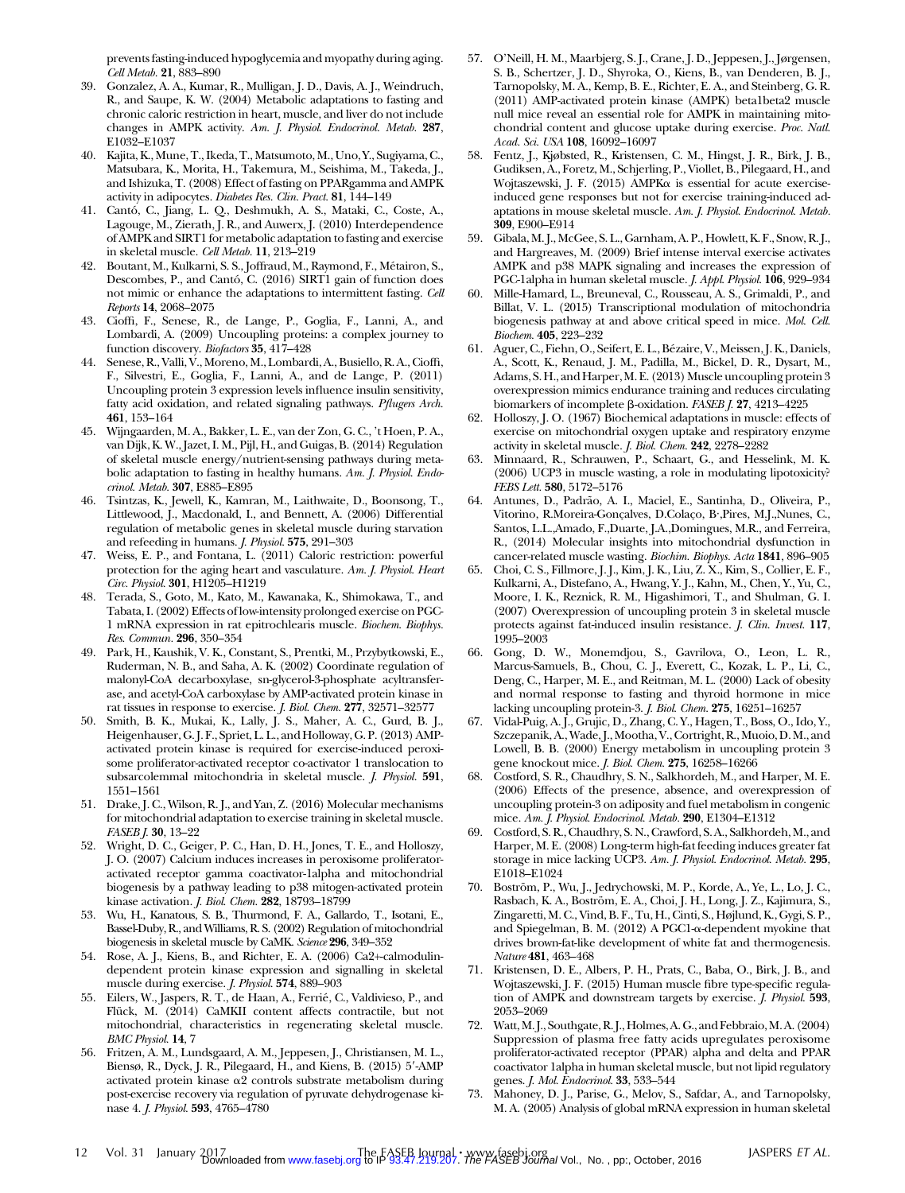prevents fasting-induced hypoglycemia and myopathy during aging. *Cell Metab.* **21**, 883–890

39. Gonzalez, A. A., Kumar, R., Mulligan, J. D., Davis, A. J., Weindruch, R., and Saupe, K. W. (2004) Metabolic adaptations to fasting and chronic caloric restriction in heart, muscle, and liver do not include changes in AMPK activity. *Am. J. Physiol. Endocrinol. Metab.* **287**, E1032–E1037
40. Kajita, K., Mune, T., Ikeda, T., Matsumoto, M., Uno, Y., Sugiyama, C., Matsubara, K., Morita, H., Takemura, M., Seishima, M., Takeda, J., and Ishizuka, T. (2008) Effect of fasting on PPARgamma and AMPK activity in adipocytes. *Diabetes Res. Clin. Pract.* **81**, 144–149
41. Cantó, C., Jiang, L. Q., Deshmukh, A. S., Mataki, C., Coste, A., Lagouge, M., Zierath, J. R., and Auwerx, J. (2010) Interdependence of AMPK and SIRT1 for metabolic adaptation to fasting and exercise in skeletal muscle. *Cell Metab.* **11**, 213–219
42. Boutant, M., Kulkarni, S. S., Joffraud, M., Raymond, F., Métairon, S., Descombes, P., and Cantó, C. (2016) SIRT1 gain of function does not mimic or enhance the adaptations to intermittent fasting. *Cell Reports* **14**, 2068–2075
43. Cioffi, F., Senese, R., de Lange, P., Goglia, F., Lanni, A., and Lombardi, A. (2009) Uncoupling proteins: a complex journey to function discovery. *Biofactors* **35**, 417–428
44. Senese, R., Valli, V., Moreno, M., Lombardi, A., Busiello, R. A., Cioffi, F., Silvestri, E., Goglia, F., Lanni, A., and de Lange, P. (2011) Uncoupling protein 3 expression levels influence insulin sensitivity, fatty acid oxidation, and related signaling pathways. *Pflugers Arch.* **461**, 153–164
45. Wijngaarden, M. A., Bakker, L. E., van der Zon, G. C., 't Hoen, P. A., van Dijk, K. W., Jazet, I. M., Pijl, H., and Guigas, B. (2014) Regulation of skeletal muscle energy/nutrient-sensing pathways during metabolic adaptation to fasting in healthy humans. *Am. J. Physiol. Endocrinol. Metab.* **307**, E885–E895
46. Tsintzas, K., Jewell, K., Kamran, M., Laithwaite, D., Boonsong, T., Littlewood, J., Macdonald, I., and Bennett, A. (2006) Differential regulation of metabolic genes in skeletal muscle during starvation and refeeding in humans. *J. Physiol.* **575**, 291–303
47. Weiss, E. P., and Fontana, L. (2011) Caloric restriction: powerful protection for the aging heart and vasculature. *Am. J. Physiol. Heart Circ. Physiol.* **301**, H1205–H1219
48. Terada, S., Goto, M., Kato, M., Kawanaka, K., Shimokawa, T., and Tabata, I. (2002) Effects of low-intensity prolonged exercise on PGC-1 mRNA expression in rat epitrochlearis muscle. *Biochem. Biophys. Res. Commun.* **296**, 350–354
49. Park, H., Kaushik, V. K., Constant, S., Prentki, M., Przybytkowski, E., Ruderman, N. B., and Saha, A. K. (2002) Coordinate regulation of malonyl-CoA decarboxylase, sn-glycerol-3-phosphate acyltransferase, and acetyl-CoA carboxylase by AMP-activated protein kinase in rat tissues in response to exercise. *J. Biol. Chem.* **277**, 32571–32577
50. Smith, B. K., Mukai, K., Lally, J. S., Maher, A. C., Gurd, B. J., Heigenhauser, G. J. F., Spriet, L. L., and Holloway, G. P. (2013) AMP-activated protein kinase is required for exercise-induced peroxisome proliferator-activated receptor co-activator 1 translocation to subsarcolemmal mitochondria in skeletal muscle. *J. Physiol.* **591**, 1551–1561
51. Drake, J. C., Wilson, R. J., and Yan, Z. (2016) Molecular mechanisms for mitochondrial adaptation to exercise training in skeletal muscle. *FASEB J.* **30**, 13–22
52. Wright, D. C., Geiger, P. C., Han, D. H., Jones, T. E., and Holloszy, J. O. (2007) Calcium induces increases in peroxisome proliferator-activated receptor gamma coactivator-1alpha and mitochondrial biogenesis by a pathway leading to p38 mitogen-activated protein kinase activation. *J. Biol. Chem.* **282**, 18793–18799
53. Wu, H., Kanatous, S. B., Thurmond, F. A., Gallardo, T., Isotani, E., Bassel-Duby, R., and Williams, R. S. (2002) Regulation of mitochondrial biogenesis in skeletal muscle by CaMK. *Science* **296**, 349–352
54. Rose, A. J., Kiens, B., and Richter, E. A. (2006) Ca2+-calmodulin-dependent protein kinase expression and signalling in skeletal muscle during exercise. *J. Physiol.* **574**, 889–903
55. Eilers, W., Jaspers, R. T., de Haan, A., Ferrié, C., Valdivieso, P., and Flück, M. (2014) CaMKII content affects contractile, but not mitochondrial, characteristics in regenerating skeletal muscle. *BMC Physiol.* **14**, 7
56. Fritzen, A. M., Lundsgaard, A. M., Jeppesen, J., Christiansen, M. L., Biensø, R., Dyck, J. R., Pilegaard, H., and Kiens, B. (2015) 5′-AMP activated protein kinase α2 controls substrate metabolism during post-exercise recovery via regulation of pyruvate dehydrogenase kinase 4. *J. Physiol.* **593**, 4765–4780
57. O'Neill, H. M., Maarbjerg, S. J., Crane, J. D., Jeppesen, J., Jørgensen, S. B., Schertzer, J. D., Shyroka, O., Kiens, B., van Denderen, B. J., Tarnopolsky, M. A., Kemp, B. E., Richter, E. A., and Steinberg, G. R. (2011) AMP-activated protein kinase (AMPK) beta1beta2 muscle null mice reveal an essential role for AMPK in maintaining mitochondrial content and glucose uptake during exercise. *Proc. Natl. Acad. Sci. USA* **108**, 16092–16097
58. Fentz, J., Kjøbsted, R., Kristensen, C. M., Hingst, J. R., Birk, J. B., Gudiksen, A., Foretz, M., Schjerling, P., Viollet, B., Pilegaard, H., and Wojtaszewski, J. F. (2015) AMPKα is essential for acute exercise-induced gene responses but not for exercise training-induced adaptations in mouse skeletal muscle. *Am. J. Physiol. Endocrinol. Metab.* **309**, E900–E914
59. Gibala, M. J., McGee, S. L., Garnham, A. P., Howlett, K. F., Snow, R. J., and Hargreaves, M. (2009) Brief intense interval exercise activates AMPK and p38 MAPK signaling and increases the expression of PGC-1alpha in human skeletal muscle. *J. Appl. Physiol.* **106**, 929–934
60. Mille-Hamard, L., Breuneval, C., Rousseau, A. S., Grimaldi, P., and Billat, V. L. (2015) Transcriptional modulation of mitochondria biogenesis pathway at and above critical speed in mice. *Mol. Cell. Biochem.* **405**, 223–232
61. Aguer, C., Fiehn, O., Seifert, E. L., Bézaire, V., Meissen, J. K., Daniels, A., Scott, K., Renaud, J. M., Padilla, M., Bickel, D. R., Dysart, M., Adams, S. H., and Harper, M. E. (2013) Muscle uncoupling protein 3 overexpression mimics endurance training and reduces circulating biomarkers of incomplete β-oxidation. *FASEB J.* **27**, 4213–4225
62. Holloszy, J. O. (1967) Biochemical adaptations in muscle: effects of exercise on mitochondrial oxygen uptake and respiratory enzyme activity in skeletal muscle. *J. Biol. Chem.* **242**, 2278–2282
63. Minnaard, R., Schrauwen, P., Schaart, G., and Hesselink, M. K. (2006) UCP3 in muscle wasting, a role in modulating lipotoxicity? *FEBS Lett.* **580**, 5172–5176
64. Antunes, D., Padrão, A. I., Maciel, E., Santinha, D., Oliveira, P., Vitorino, R. Moreira-Gonçalves, D. Colaço, B·, Pires, M.J., Nunes, C., Santos, L.L., Amado, F., Duarte, J.A., Domingues, M.R., and Ferreira, R., (2014) Molecular insights into mitochondrial dysfunction in cancer-related muscle wasting. *Biochim. Biophys. Acta* **1841**, 896–905
65. Choi, C. S., Fillmore, J. J., Kim, J. K., Liu, Z. X., Kim, S., Collier, E. F., Kulkarni, A., Distefano, A., Hwang, Y. J., Kahn, M., Chen, Y., Yu, C., Moore, I. K., Reznick, R. M., Higashimori, T., and Shulman, G. I. (2007) Overexpression of uncoupling protein 3 in skeletal muscle protects against fat-induced insulin resistance. *J. Clin. Invest.* **117**, 1995–2003
66. Gong, D. W., Monemdjou, S., Gavrilova, O., Leon, L. R., Marcus-Samuels, B., Chou, C. J., Everett, C., Kozak, L. P., Li, C., Deng, C., Harper, M. E., and Reitman, M. L. (2000) Lack of obesity and normal response to fasting and thyroid hormone in mice lacking uncoupling protein-3. *J. Biol. Chem.* **275**, 16251–16257
67. Vidal-Puig, A. J., Grujic, D., Zhang, C. Y., Hagen, T., Boss, O., Ido, Y., Szczepanik, A., Wade, J., Mootha, V., Cortright, R., Muoio, D. M., and Lowell, B. B. (2000) Energy metabolism in uncoupling protein 3 gene knockout mice. *J. Biol. Chem.* **275**, 16258–16266
68. Costford, S. R., Chaudhry, S. N., Salkhordeh, M., and Harper, M. E. (2006) Effects of the presence, absence, and overexpression of uncoupling protein-3 on adiposity and fuel metabolism in congenic mice. *Am. J. Physiol. Endocrinol. Metab.* **290**, E1304–E1312
69. Costford, S. R., Chaudhry, S. N., Crawford, S. A., Salkhordeh, M., and Harper, M. E. (2008) Long-term high-fat feeding induces greater fat storage in mice lacking UCP3. *Am. J. Physiol. Endocrinol. Metab.* **295**, E1018–E1024
70. Boström, P., Wu, J., Jedrychowski, M. P., Korde, A., Ye, L., Lo, J. C., Rasbach, K. A., Boström, E. A., Choi, J. H., Long, J. Z., Kajimura, S., Zingaretti, M. C., Vind, B. F., Tu, H., Cinti, S., Højlund, K., Gygi, S. P., and Spiegelman, B. M. (2012) A PGC1-α-dependent myokine that drives brown-fat-like development of white fat and thermogenesis. *Nature* **481**, 463–468
71. Kristensen, D. E., Albers, P. H., Prats, C., Baba, O., Birk, J. B., and Wojtaszewski, J. F. (2015) Human muscle fibre type-specific regulation of AMPK and downstream targets by exercise. *J. Physiol.* **593**, 2053–2069
72. Watt, M. J., Southgate, R. J., Holmes, A. G., and Febbraio, M. A. (2004) Suppression of plasma free fatty acids upregulates peroxisome proliferator-activated receptor (PPAR) alpha and delta and PPAR coactivator 1alpha in human skeletal muscle, but not lipid regulatory genes. *J. Mol. Endocrinol.* **33**, 533–544
73. Mahoney, D. J., Parise, G., Melov, S., Safdar, A., and Tarnopolsky, M. A. (2005) Analysis of global mRNA expression in human skeletal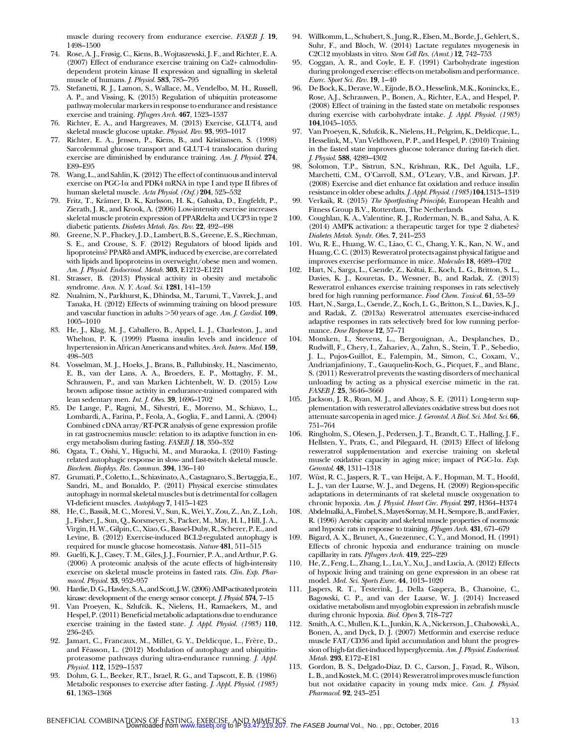muscle during recovery from endurance exercise. *FASEB J.* **19**, 1498–1500

74. Rose, A. J., Frøsig, C., Kiens, B., Wojtaszewski, J. F., and Richter, E. A. (2007) Effect of endurance exercise training on Ca2+ calmodulin-dependent protein kinase II expression and signalling in skeletal muscle of humans. *J. Physiol.* **583**, 785–795
75. Stefanetti, R. J., Lamon, S., Wallace, M., Vendelbo, M. H., Russell, A. P., and Vissing, K. (2015) Regulation of ubiquitin proteasome pathway molecular markers in response to endurance and resistance exercise and training. *Pflugers Arch.* **467**, 1523–1537
76. Richter, E. A., and Hargreaves, M. (2013) Exercise, GLUT4, and skeletal muscle glucose uptake. *Physiol. Rev.* **93**, 993–1017
77. Richter, E. A., Jensen, P., Kiens, B., and Kristiansen, S. (1998) Sarcolemmal glucose transport and GLUT-4 translocation during exercise are diminished by endurance training. *Am. J. Physiol.* **274**, E89–E95
78. Wang, L., and Sahlin, K. (2012) The effect of continuous and interval exercise on PGC-1α and PDK4 mRNA in type I and type II fibres of human skeletal muscle. *Acta Physiol. (Oxf.)* **204**, 525–532
79. Fritz, T., Krämer, D. K., Karlsson, H. K., Galuska, D., Engfeldt, P., Zierath, J. R., and Krook, A. (2006) Low-intensity exercise increases skeletal muscle protein expression of PPARdelta and UCP3 in type 2 diabetic patients. *Diabetes Metab. Res. Rev.* **22**, 492–498
80. Greene, N. P., Fluckey, J. D., Lambert, B. S., Greene, E. S., Riechman, S. E., and Crouse, S. F. (2012) Regulators of blood lipids and lipoproteins? PPARδ and AMPK, induced by exercise, are correlated with lipids and lipoproteins in overweight/obese men and women. *Am. J. Physiol. Endocrinol. Metab.* **303**, E1212–E1221
81. Strasser, B. (2013) Physical activity in obesity and metabolic syndrome. *Ann. N. Y. Acad. Sci.* **1281**, 141–159
82. Nualnim, N., Parkhurst, K., Dhindsa, M., Tarumi, T., Vavrek, J., and Tanaka, H. (2012) Effects of swimming training on blood pressure and vascular function in adults >50 years of age. *Am. J. Cardiol.* **109**, 1005–1010
83. He, J., Klag, M. J., Caballero, B., Appel, L. J., Charleston, J., and Whelton, P. K. (1999) Plasma insulin levels and incidence of hypertension in African Americans and whites. *Arch. Intern. Med.* **159**, 498–503
84. Vosselman, M. J., Hoeks, J., Brans, B., Pallubinsky, H., Nascimento, E. B., van der Lans, A. A., Broeders, E. P., Mottaghy, F. M., Schrauwen, P., and van Marken Lichtenbelt, W. D. (2015) Low brown adipose tissue activity in endurance-trained compared with lean sedentary men. *Int. J. Obes.* **39**, 1696–1702
85. De Lange, P., Ragni, M., Silvestri, E., Moreno, M., Schiavo, L., Lombardi, A., Farina, P., Feola, A., Goglia, F., and Lanni, A. (2004) Combined cDNA array/RT-PCR analysis of gene expression profile in rat gastrocnemius muscle: relation to its adaptive function in energy metabolism during fasting. *FASEB J.* **18**, 350–352
86. Ogata, T., Oishi, Y., Higuchi, M., and Muraoka, I. (2010) Fasting-related autophagic response in slow- and fast-twitch skeletal muscle. *Biochem. Biophys. Res. Commun.* **394**, 136–140
87. Grumati, P., Coletto, L., Schiavinato, A., Castagnaro, S., Bertaggia, E., Sandri, M., and Bonaldo, P. (2011) Physical exercise stimulates autophagy in normal skeletal muscles but is detrimental for collagen VI-deficient muscles. *Autophagy* **7**, 1415–1423
88. He, C., Bassik, M. C., Moresi, V., Sun, K., Wei, Y., Zou, Z., An, Z., Loh, J., Fisher, J., Sun, Q., Korsmeyer, S., Packer, M., May, H. I., Hill, J. A., Virgin, H. W., Gilpin, C., Xiao, G., Bassel-Duby, R., Scherer, P. E., and Levine, B. (2012) Exercise-induced BCL2-regulated autophagy is required for muscle glucose homeostasis. *Nature* **481**, 511–515
89. Guelfi, K. J., Casey, T. M., Giles, J. J., Fournier, P. A., and Arthur, P. G. (2006) A proteomic analysis of the acute effects of high-intensity exercise on skeletal muscle proteins in fasted rats. *Clin. Exp. Pharmacol. Physiol.* **33**, 952–957
90. Hardie, D. G., Hawley, S. A., and Scott, J. W. (2006) AMP-activated protein kinase: development of the energy sensor concept. *J. Physiol.* **574**, 7–15
91. Van Proeyen, K., Szlufcik. K., Nielens, H., Ramaekers, M., and Hespel, P. (2011) Beneficial metabolic adaptations due to endurance exercise training in the fasted state. *J. Appl. Physiol. (1985)* **110**, 236–245.
92. Jamart, C., Francaux, M., Millet, G. Y., Deldicque, L., Frère, D., and Féasson, L. (2012) Modulation of autophagy and ubiquitin-proteasome pathways during ultra-endurance running. *J. Appl. Physiol.* **112**, 1529–1537
93. Dohm, G. L., Beeker, R.T., Israel, R. G., and Tapscott, E. B. (1986) Metabolic responses to exercise after fasting. *J. Appl. Physiol. (1985)* **61**, 1363–1368
94. Willkomm, L., Schubert, S., Jung, R., Elsen, M., Borde, J., Gehlert, S., Suhr, F., and Bloch, W. (2014) Lactate regulates myogenesis in C2C12 myoblasts in vitro. *Stem Cell Res. (Amst.)* **12**, 742–753
95. Coggan, A. R., and Coyle, E. F. (1991) Carbohydrate ingestion during prolonged exercise: effects on metabolism and performance. *Exerc. Sport Sci. Rev.* **19**, 1–40
96. De Bock, K., Derave, W., Eijnde, B.O., Hesselink, M.K., Koninckx, E., Rose, A.J., Schrauwen, P., Bonen, A., Richter, E.A., and Hespel, P. (2008) Effect of training in the fasted state on metabolic responses during exercise with carbohydrate intake. *J. Appl. Physiol. (1985)* **104**,1045–1055.
97. Van Proeyen, K., Szlufcik, K., Nielens, H., Pelgrim, K., Deldicque, L., Hesselink, M., Van Veldhoven, P. P., and Hespel, P. (2010) Training in the fasted state improves glucose tolerance during fat-rich diet. *J. Physiol.* **588**, 4289–4302
98. Solomon, T.P., Sistrun, S.N., Krishnan, R.K., Del Aguila, L.F., Marchetti, C.M., O'Carroll, S.M., O'Leary, V.B., and Kirwan, J.P. (2008) Exercise and diet enhance fat oxidation and reduce insulin resistance in older obese adults. *J. Appl. Physiol. (1985)* **104**,1313–1319
99. Verkaik, R. (2015) *The Sportfasting Principle*, European Health and Fitness Group B.V., Rotterdam, The Netherlands
100. Coughlan, K. A., Valentine, R. J., Ruderman, N. B., and Saha, A. K. (2014) AMPK activation: a therapeutic target for type 2 diabetes? *Diabetes Metab. Syndr. Obes.* **7**, 241–253
101. Wu, R. E., Huang, W. C., Liao, C. C., Chang, Y. K., Kan, N. W., and Huang, C. C. (2013) Resveratrol protects against physical fatigue and improves exercise performance in mice. *Molecules* **18**, 4689–4702
102. Hart, N., Sarga, L., Csende, Z., Koltai, E., Koch, L. G., Britton, S. L., Davies, K. J., Kouretas, D., Wessner, B., and Radak, Z. (2013) Resveratrol enhances exercise training responses in rats selectively bred for high running performance. *Food Chem. Toxicol.* **61**, 53–59
103. Hart, N., Sarga, L., Csende, Z., Koch, L. G., Britton, S. L., Davies, K. J., and Radak, Z. (2013a) Resveratrol attenuates exercise-induced adaptive responses in rats selectively bred for low running performance. *Dose Response* **12**, 57–71
104. Momken, I., Stevens, L., Bergouignan, A., Desplanches, D., Rudwill, F., Chery, I., Zahariev, A., Zahn, S., Stein, T. P., Sebedio, J. L., Pujos-Guillot, E., Falempin, M., Simon, C., Coxam, V., Andrianjafiniony, T., Gauquelin-Koch, G., Picquet, F., and Blanc, S. (2011) Resveratrol prevents the wasting disorders of mechanical unloading by acting as a physical exercise mimetic in the rat. *FASEB J.* **25**, 3646–3660
105. Jackson, J. R., Ryan, M. J., and Alway, S. E. (2011) Long-term supplementation with resveratrol alleviates oxidative stress but does not attenuate sarcopenia in aged mice. *J. Gerontol. A Biol. Sci. Med. Sci.* **66**, 751–764
106. Ringholm, S., Olesen, J., Pedersen, J. T., Brandt, C. T., Halling, J. F., Hellsten, Y., Prats, C., and Pilegaard, H. (2013) Effect of lifelong resveratrol supplementation and exercise training on skeletal muscle oxidative capacity in aging mice; impact of PGC-1α. *Exp. Gerontol.* **48**, 1311–1318
107. Wüst, R. C., Jaspers, R. T., van Heijst, A. F., Hopman, M. T., Hoofd, L. J., van der Laarse, W. J., and Degens, H. (2009) Region-specific adaptations in determinants of rat skeletal muscle oxygenation to chronic hypoxia. *Am. J. Physiol. Heart Circ. Physiol.* **297**, H364–H374
108. Abdelmalki, A., Fimbel, S., Mayet-Sornay, M. H., Sempore, B., and Favier, R. (1996) Aerobic capacity and skeletal muscle properties of normoxic and hypoxic rats in response to training. *Pflugers Arch.* **431**, 671–679
109. Bigard, A. X., Brunet, A., Guezennec, C. Y., and Monod, H. (1991) Effects of chronic hypoxia and endurance training on muscle capillarity in rats. *Pflugers Arch.* **419**, 225–229
110. He, Z., Feng, L., Zhang, L., Lu, Y., Xu, J., and Lucia, A. (2012) Effects of hypoxic living and training on gene expression in an obese rat model. *Med. Sci. Sports Exerc.* **44**, 1013–1020
111. Jaspers, R. T., Testerink, J., Della Gaspera, B., Chanoine, C., Bagowski, C. P., and van der Laarse, W. J. (2014) Increased oxidative metabolism and myoglobin expression in zebrafish muscle during chronic hypoxia. *Biol. Open* **3**, 718–727
112. Smith, A. C., Mullen, K. L., Junkin, K. A., Nickerson, J., Chabowski, A., Bonen, A., and Dyck, D. J. (2007) Metformin and exercise reduce muscle FAT/CD36 and lipid accumulation and blunt the progression of high-fat diet-induced hyperglycemia. *Am. J. Physiol. Endocrinol. Metab.* **293**, E172–E181
113. Gordon, B. S., Delgado-Diaz, D. C., Carson, J., Fayad, R., Wilson, L. B., and Kostek, M. C. (2014) Resveratrol improves muscle function but not oxidative capacity in young mdx mice. *Can. J. Physiol. Pharmacol.* **92**, 243–251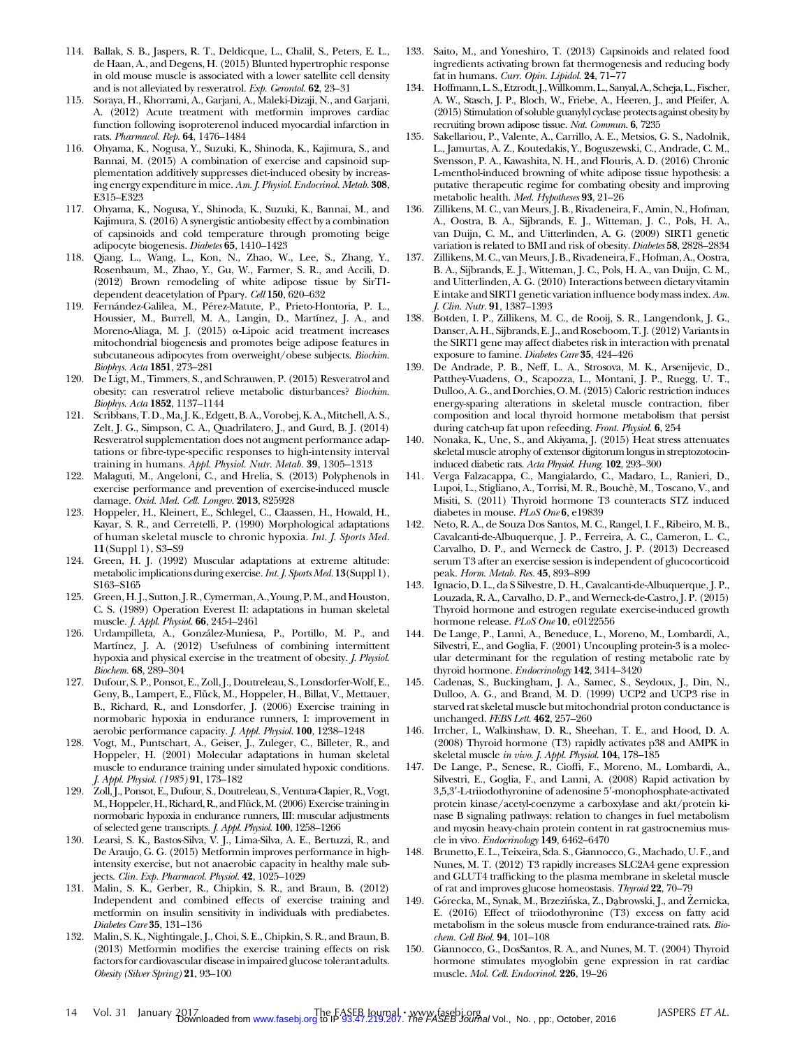114. Ballak, S. B., Jaspers, R. T., Deldicque, L., Chalil, S., Peters, E. L., de Haan, A., and Degens, H. (2015) Blunted hypertrophic response in old mouse muscle is associated with a lower satellite cell density and is not alleviated by resveratrol. *Exp. Gerontol.* **62**, 23–31
115. Soraya, H., Khorrami, A., Garjani, A., Maleki-Dizaji, N., and Garjani, A. (2012) Acute treatment with metformin improves cardiac function following isoproterenol induced myocardial infarction in rats. *Pharmacol. Rep.* **64**, 1476–1484
116. Ohyama, K., Nogusa, Y., Suzuki, K., Shinoda, K., Kajimura, S., and Bannai, M. (2015) A combination of exercise and capsinoid supplementation additively suppresses diet-induced obesity by increasing energy expenditure in mice. *Am. J. Physiol. Endocrinol. Metab.* **308**, E315–E323
117. Ohyama, K., Nogusa, Y., Shinoda, K., Suzuki, K., Bannai, M., and Kajimura, S. (2016) A synergistic antiobesity effect by a combination of capsinoids and cold temperature through promoting beige adipocyte biogenesis. *Diabetes* **65**, 1410–1423
118. Qiang, L., Wang, L., Kon, N., Zhao, W., Lee, S., Zhang, Y., Rosenbaum, M., Zhao, Y., Gu, W., Farmer, S. R., and Accili, D. (2012) Brown remodeling of white adipose tissue by SirT1-dependent deacetylation of Pparγ. *Cell* **150**, 620–632
119. Fernández-Galilea, M., Pérez-Matute, P., Prieto-Hontoria, P. L., Houssier, M., Burrell, M. A., Langin, D., Martínez, J. A., and Moreno-Aliaga, M. J. (2015) α-Lipoic acid treatment increases mitochondrial biogenesis and promotes beige adipose features in subcutaneous adipocytes from overweight/obese subjects. *Biochim. Biophys. Acta* **1851**, 273–281
120. De Ligt, M., Timmers, S., and Schrauwen, P. (2015) Resveratrol and obesity: can resveratrol relieve metabolic disturbances? *Biochim. Biophys. Acta* **1852**, 1137–1144
121. Scribbans, T. D., Ma, J. K., Edgett, B. A., Vorobej, K. A., Mitchell, A. S., Zelt, J. G., Simpson, C. A., Quadrilatero, J., and Gurd, B. J. (2014) Resveratrol supplementation does not augment performance adaptations or fibre-type-specific responses to high-intensity interval training in humans. *Appl. Physiol. Nutr. Metab.* **39**, 1305–1313
122. Malaguti, M., Angeloni, C., and Hrelia, S. (2013) Polyphenols in exercise performance and prevention of exercise-induced muscle damage. *Oxid. Med. Cell. Longev.* **2013**, 825928
123. Hoppeler, H., Kleinert, E., Schlegel, C., Claassen, H., Howald, H., Kayar, S. R., and Cerretelli, P. (1990) Morphological adaptations of human skeletal muscle to chronic hypoxia. *Int. J. Sports Med.* **11**(Suppl 1), S3–S9
124. Green, H. J. (1992) Muscular adaptations at extreme altitude: metabolic implications during exercise. *Int. J. Sports Med.* **13**(Suppl 1), S163–S165
125. Green, H. J., Sutton, J. R., Cymerman, A., Young, P. M., and Houston, C. S. (1989) Operation Everest II: adaptations in human skeletal muscle. *J. Appl. Physiol.* **66**, 2454–2461
126. Urdampilleta, A., González-Muniesa, P., Portillo, M. P., and Martínez, J. A. (2012) Usefulness of combining intermittent hypoxia and physical exercise in the treatment of obesity. *J. Physiol. Biochem.* **68**, 289–304
127. Dufour, S. P., Ponsot, E., Zoll, J., Doutreleau, S., Lonsdorfer-Wolf, E., Geny, B., Lampert, E., Flück, M., Hoppeler, H., Billat, V., Mettauer, B., Richard, R., and Lonsdorfer, J. (2006) Exercise training in normobaric hypoxia in endurance runners, I: improvement in aerobic performance capacity. *J. Appl. Physiol.* **100**, 1238–1248
128. Vogt, M., Puntschart, A., Geiser, J., Zuleger, C., Billeter, R., and Hoppeler, H. (2001) Molecular adaptations in human skeletal muscle to endurance training under simulated hypoxic conditions. *J. Appl. Physiol. (1985)* **91**, 173–182
129. Zoll, J., Ponsot, E., Dufour, S., Doutreleau, S., Ventura-Clapier, R., Vogt, M., Hoppeler, H., Richard, R., and Flück, M. (2006) Exercise training in normobaric hypoxia in endurance runners, III: muscular adjustments of selected gene transcripts. *J. Appl. Physiol.* **100**, 1258–1266
130. Learsi, S. K., Bastos-Silva, V. J., Lima-Silva, A. E., Bertuzzi, R., and De Araujo, G. G. (2015) Metformin improves performance in high-intensity exercise, but not anaerobic capacity in healthy male subjects. *Clin. Exp. Pharmacol. Physiol.* **42**, 1025–1029
131. Malin, S. K., Gerber, R., Chipkin, S. R., and Braun, B. (2012) Independent and combined effects of exercise training and metformin on insulin sensitivity in individuals with prediabetes. *Diabetes Care* **35**, 131–136
132. Malin, S. K., Nightingale, J., Choi, S. E., Chipkin, S. R., and Braun, B. (2013) Metformin modifies the exercise training effects on risk factors for cardiovascular disease in impaired glucose tolerant adults. *Obesity (Silver Spring)* **21**, 93–100
133. Saito, M., and Yoneshiro, T. (2013) Capsinoids and related food ingredients activating brown fat thermogenesis and reducing body fat in humans. *Curr. Opin. Lipidol.* **24**, 71–77
134. Hoffmann, L. S., Etzrodt, J., Willkomm, L., Sanyal, A., Scheja, L., Fischer, A. W., Stasch, J. P., Bloch, W., Friebe, A., Heeren, J., and Pfeifer, A. (2015) Stimulation of soluble guanylyl cyclase protects against obesity by recruiting brown adipose tissue. *Nat. Commun.* **6**, 7235
135. Sakellariou, P., Valente, A., Carrillo, A. E., Metsios, G. S., Nadolnik, L., Jamurtas, A. Z., Koutedakis, Y., Boguszewski, C., Andrade, C. M., Svensson, P. A., Kawashita, N. H., and Flouris, A. D. (2016) Chronic L-menthol-induced browning of white adipose tissue hypothesis: a putative therapeutic regime for combating obesity and improving metabolic health. *Med. Hypotheses* **93**, 21–26
136. Zillikens, M. C., van Meurs, J. B., Rivadeneira, F., Amin, N., Hofman, A., Oostra, B. A., Sijbrands, E. J., Witteman, J. C., Pols, H. A., van Duijn, C. M., and Uitterlinden, A. G. (2009) SIRT1 genetic variation is related to BMI and risk of obesity. *Diabetes* **58**, 2828–2834
137. Zillikens, M. C., van Meurs, J. B., Rivadeneira, F., Hofman, A., Oostra, B. A., Sijbrands, E. J., Witteman, J. C., Pols, H. A., van Duijn, C. M., and Uitterlinden, A. G. (2010) Interactions between dietary vitamin E intake and SIRT1 genetic variation influence body mass index. *Am. J. Clin. Nutr.* **91**, 1387–1393
138. Botden, I. P., Zillikens, M. C., de Rooij, S. R., Langendonk, J. G., Danser, A. H., Sijbrands, E. J., and Roseboom, T. J. (2012) Variants in the SIRT1 gene may affect diabetes risk in interaction with prenatal exposure to famine. *Diabetes Care* **35**, 424–426
139. De Andrade, P. B., Neff, L. A., Strosova, M. K., Arsenijevic, D., Patthey-Vuadens, O., Scapozza, L., Montani, J. P., Ruegg, U. T., Dulloo, A. G., and Dorchies, O. M. (2015) Caloric restriction induces energy-sparing alterations in skeletal muscle contraction, fiber composition and local thyroid hormone metabolism that persist during catch-up fat upon refeeding. *Front. Physiol.* **6**, 254
140. Nonaka, K., Une, S., and Akiyama, J. (2015) Heat stress attenuates skeletal muscle atrophy of extensor digitorum longus in streptozotocin-induced diabetic rats. *Acta Physiol. Hung.* **102**, 293–300
141. Verga Falzacappa, C., Mangialardo, C., Madaro, L., Ranieri, D., Lupoi, L., Stigliano, A., Torrisi, M. R., Bouchè, M., Toscano, V., and Misiti, S. (2011) Thyroid hormone T3 counteracts STZ induced diabetes in mouse. *PLoS One* **6**, e19839
142. Neto, R. A., de Souza Dos Santos, M. C., Rangel, I. F., Ribeiro, M. B., Cavalcanti-de-Albuquerque, J. P., Ferreira, A. C., Cameron, L. C., Carvalho, D. P., and Werneck de Castro, J. P. (2013) Decreased serum T3 after an exercise session is independent of glucocorticoid peak. *Horm. Metab. Res.* **45**, 893–899
143. Ignacio, D. L., da S Silvestre, D. H., Cavalcanti-de-Albuquerque, J. P., Louzada, R. A., Carvalho, D. P., and Werneck-de-Castro, J. P. (2015) Thyroid hormone and estrogen regulate exercise-induced growth hormone release. *PLoS One* **10**, e0122556
144. De Lange, P., Lanni, A., Beneduce, L., Moreno, M., Lombardi, A., Silvestri, E., and Goglia, F. (2001) Uncoupling protein-3 is a molecular determinant for the regulation of resting metabolic rate by thyroid hormone. *Endocrinology* **142**, 3414–3420
145. Cadenas, S., Buckingham, J. A., Samec, S., Seydoux, J., Din, N., Dulloo, A. G., and Brand, M. D. (1999) UCP2 and UCP3 rise in starved rat skeletal muscle but mitochondrial proton conductance is unchanged. *FEBS Lett.* **462**, 257–260
146. Irrcher, I., Walkinshaw, D. R., Sheehan, T. E., and Hood, D. A. (2008) Thyroid hormone (T3) rapidly activates p38 and AMPK in skeletal muscle *in vivo*. *J. Appl. Physiol.* **104**, 178–185
147. De Lange, P., Senese, R., Cioffi, F., Moreno, M., Lombardi, A., Silvestri, E., Goglia, F., and Lanni, A. (2008) Rapid activation by 3,5,3′-L-triiodothyronine of adenosine 5′-monophosphate-activated protein kinase/acetyl-coenzyme a carboxylase and akt/protein kinase B signaling pathways: relation to changes in fuel metabolism and myosin heavy-chain protein content in rat gastrocnemius muscle in vivo. *Endocrinology* **149**, 6462–6470
148. Brunetto, E. L., Teixeira, Sda. S., Giannocco, G., Machado, U. F., and Nunes, M. T. (2012) T3 rapidly increases SLC2A4 gene expression and GLUT4 trafficking to the plasma membrane in skeletal muscle of rat and improves glucose homeostasis. *Thyroid* **22**, 70–79
149. Górecka, M., Synak, M., Brzezińska, Z., Dąbrowski, J., and Żernicka, E. (2016) Effect of triiodothyronine (T3) excess on fatty acid metabolism in the soleus muscle from endurance-trained rats. *Biochem. Cell Biol.* **94**, 101–108
150. Giannocco, G., DosSantos, R. A., and Nunes, M. T. (2004) Thyroid hormone stimulates myoglobin gene expression in rat cardiac muscle. *Mol. Cell. Endocrinol.* **226**, 19–26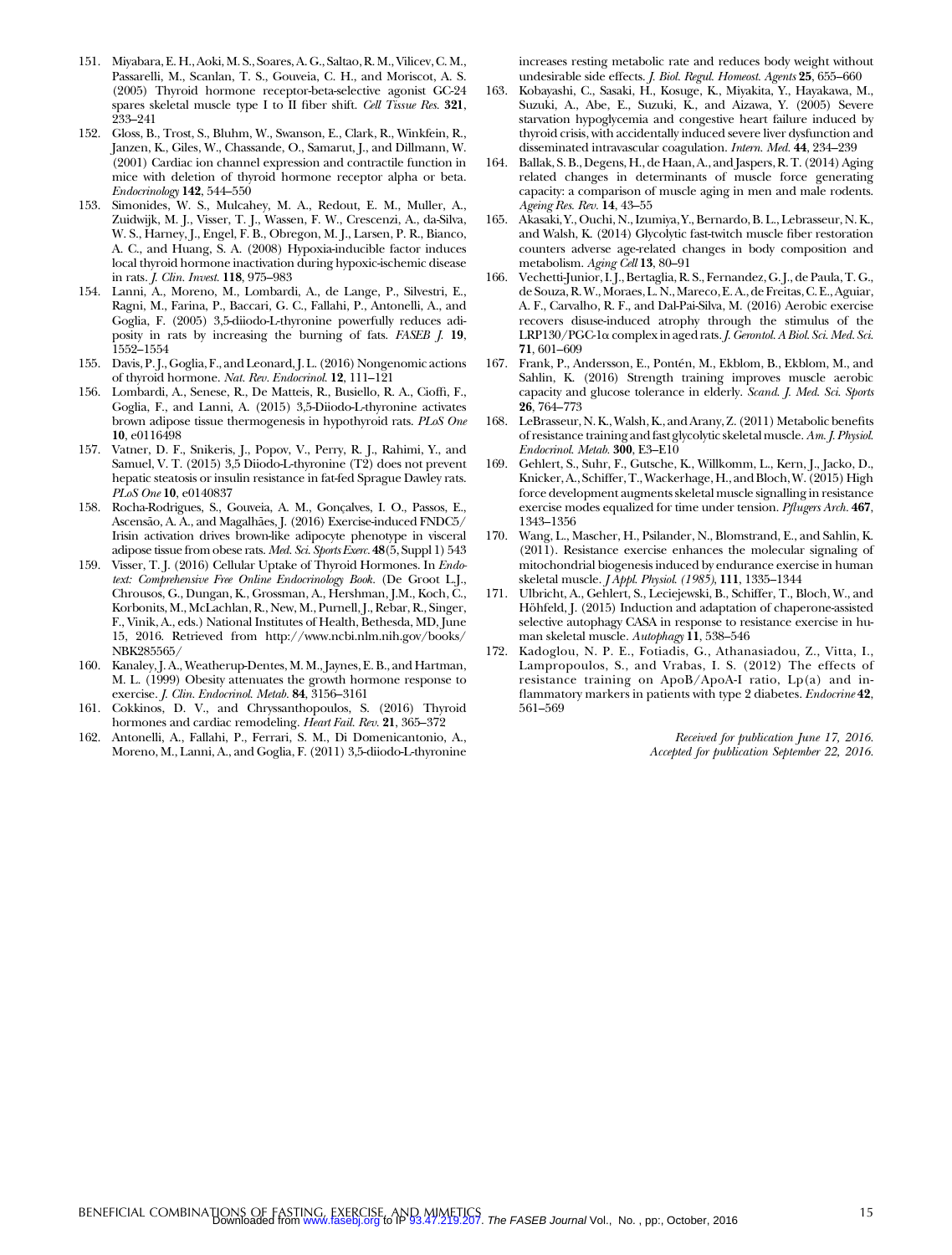151. Miyabara, E. H., Aoki, M. S., Soares, A. G., Saltao, R. M., Vilicev, C. M., Passarelli, M., Scanlan, T. S., Gouveia, C. H., and Moriscot, A. S. (2005) Thyroid hormone receptor-beta-selective agonist GC-24 spares skeletal muscle type I to II fiber shift. *Cell Tissue Res.* **321**, 233–241
152. Gloss, B., Trost, S., Bluhm, W., Swanson, E., Clark, R., Winkfein, R., Janzen, K., Giles, W., Chassande, O., Samarut, J., and Dillmann, W. (2001) Cardiac ion channel expression and contractile function in mice with deletion of thyroid hormone receptor alpha or beta. *Endocrinology* **142**, 544–550
153. Simonides, W. S., Mulcahey, M. A., Redout, E. M., Muller, A., Zuidwijk, M. J., Visser, T. J., Wassen, F. W., Crescenzi, A., da-Silva, W. S., Harney, J., Engel, F. B., Obregon, M. J., Larsen, P. R., Bianco, A. C., and Huang, S. A. (2008) Hypoxia-inducible factor induces local thyroid hormone inactivation during hypoxic-ischemic disease in rats. *J. Clin. Invest.* **118**, 975–983
154. Lanni, A., Moreno, M., Lombardi, A., de Lange, P., Silvestri, E., Ragni, M., Farina, P., Baccari, G. C., Fallahi, P., Antonelli, A., and Goglia, F. (2005) 3,5-diiodo-L-thyronine powerfully reduces adiposity in rats by increasing the burning of fats. *FASEB J.* **19**, 1552–1554
155. Davis, P. J., Goglia, F., and Leonard, J. L. (2016) Nongenomic actions of thyroid hormone. *Nat. Rev. Endocrinol.* **12**, 111–121
156. Lombardi, A., Senese, R., De Matteis, R., Busiello, R. A., Cioffi, F., Goglia, F., and Lanni, A. (2015) 3,5-Diiodo-L-thyronine activates brown adipose tissue thermogenesis in hypothyroid rats. *PLoS One* **10**, e0116498
157. Vatner, D. F., Snikeris, J., Popov, V., Perry, R. J., Rahimi, Y., and Samuel, V. T. (2015) 3,5 Diiodo-L-thyronine (T2) does not prevent hepatic steatosis or insulin resistance in fat-fed Sprague Dawley rats. *PLoS One* **10**, e0140837
158. Rocha-Rodrigues, S., Gouveia, A. M., Gonçalves, I. O., Passos, E., Ascensão, A. A., and Magalhães, J. (2016) Exercise-induced FNDC5/Irisin activation drives brown-like adipocyte phenotype in visceral adipose tissue from obese rats. *Med. Sci. Sports Exerc.* **48**(5, Suppl 1) 543
159. Visser, T. J. (2016) Cellular Uptake of Thyroid Hormones. In *Endotext: Comprehensive Free Online Endocrinology Book.* (De Groot L.J., Chrousos, G., Dungan, K., Grossman, A., Hershman, J.M., Koch, C., Korbonits, M., McLachlan, R., New, M., Purnell, J., Rebar, R., Singer, F., Vinik, A., eds.) National Institutes of Health, Bethesda, MD, June 15, 2016. Retrieved from http://www.ncbi.nlm.nih.gov/books/NBK285565/
160. Kanaley, J. A., Weatherup-Dentes, M. M., Jaynes, E. B., and Hartman, M. L. (1999) Obesity attenuates the growth hormone response to exercise. *J. Clin. Endocrinol. Metab.* **84**, 3156–3161
161. Cokkinos, D. V., and Chryssanthopoulos, S. (2016) Thyroid hormones and cardiac remodeling. *Heart Fail. Rev.* **21**, 365–372
162. Antonelli, A., Fallahi, P., Ferrari, S. M., Di Domenicantonio, A., Moreno, M., Lanni, A., and Goglia, F. (2011) 3,5-diiodo-L-thyronine increases resting metabolic rate and reduces body weight without undesirable side effects. *J. Biol. Regul. Homeost. Agents* **25**, 655–660
163. Kobayashi, C., Sasaki, H., Kosuge, K., Miyakita, Y., Hayakawa, M., Suzuki, A., Abe, E., Suzuki, K., and Aizawa, Y. (2005) Severe starvation hypoglycemia and congestive heart failure induced by thyroid crisis, with accidentally induced severe liver dysfunction and disseminated intravascular coagulation. *Intern. Med.* **44**, 234–239
164. Ballak, S. B., Degens, H., de Haan, A., and Jaspers, R. T. (2014) Aging related changes in determinants of muscle force generating capacity: a comparison of muscle aging in men and male rodents. *Ageing Res. Rev.* **14**, 43–55
165. Akasaki, Y., Ouchi, N., Izumiya, Y., Bernardo, B. L., Lebrasseur, N. K., and Walsh, K. (2014) Glycolytic fast-twitch muscle fiber restoration counters adverse age-related changes in body composition and metabolism. *Aging Cell* **13**, 80–91
166. Vechetti-Junior, I. J., Bertaglia, R. S., Fernandez, G. J., de Paula, T. G., de Souza, R. W., Moraes, L. N., Mareco, E. A., de Freitas, C. E., Aguiar, A. F., Carvalho, R. F., and Dal-Pai-Silva, M. (2016) Aerobic exercise recovers disuse-induced atrophy through the stimulus of the LRP130/PGC-1α complex in aged rats. *J. Gerontol. A Biol. Sci. Med. Sci.* **71**, 601–609
167. Frank, P., Andersson, E., Pontén, M., Ekblom, B., Ekblom, M., and Sahlin, K. (2016) Strength training improves muscle aerobic capacity and glucose tolerance in elderly. *Scand. J. Med. Sci. Sports* **26**, 764–773
168. LeBrasseur, N. K., Walsh, K., and Arany, Z. (2011) Metabolic benefits of resistance training and fast glycolytic skeletal muscle. *Am. J. Physiol. Endocrinol. Metab.* **300**, E3–E10
169. Gehlert, S., Suhr, F., Gutsche, K., Willkomm, L., Kern, J., Jacko, D., Knicker, A., Schiffer, T., Wackerhage, H., and Bloch, W. (2015) High force development augments skeletal muscle signalling in resistance exercise modes equalized for time under tension. *Pflugers Arch.* **467**, 1343–1356
170. Wang, L., Mascher, H., Psilander, N., Blomstrand, E., and Sahlin, K. (2011). Resistance exercise enhances the molecular signaling of mitochondrial biogenesis induced by endurance exercise in human skeletal muscle. *J Appl. Physiol. (1985)*, **111**, 1335–1344
171. Ulbricht, A., Gehlert, S., Leciejewski, B., Schiffer, T., Bloch, W., and Höhfeld, J. (2015) Induction and adaptation of chaperone-assisted selective autophagy CASA in response to resistance exercise in human skeletal muscle. *Autophagy* **11**, 538–546
172. Kadoglou, N. P. E., Fotiadis, G., Athanasiadou, Z., Vitta, I., Lampropoulos, S., and Vrabas, I. S. (2012) The effects of resistance training on ApoB/ApoA-I ratio, Lp(a) and inflammatory markers in patients with type 2 diabetes. *Endocrine* **42**, 561–569

*Received for publication June 17, 2016.*
*Accepted for publication September 22, 2016.*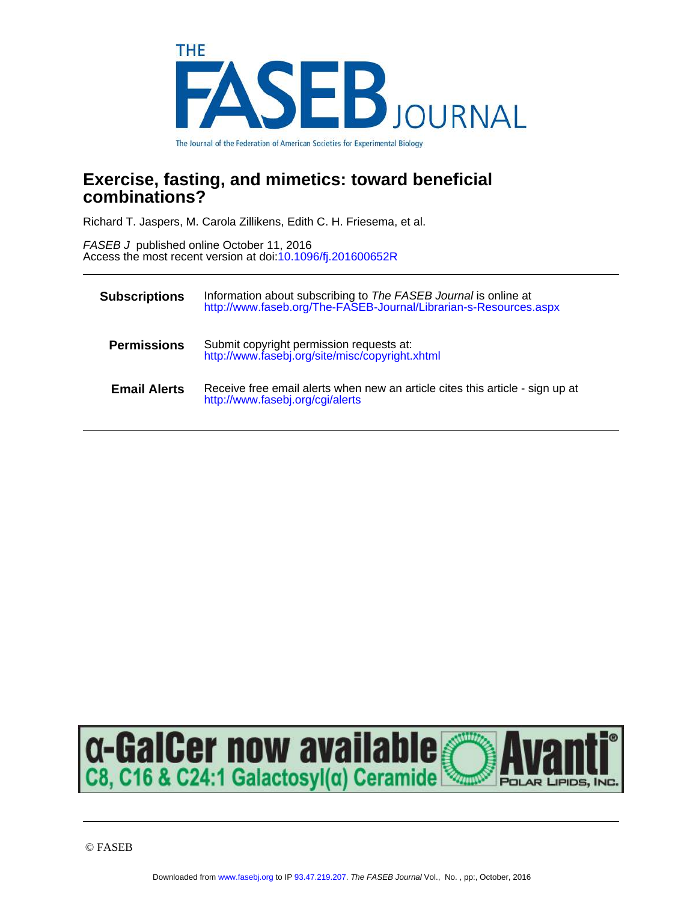# Exercise, fasting, and mimetics: toward beneficial combinations?

Richard T. Jaspers, M. Carola Zillikens, Edith C. H. Friesema, et al.

*FASEB J* published online October 11, 2016
Access the most recent version at doi:10.1096/fj.201600652R

| | |
|---|---|
| **Subscriptions** | Information about subscribing to *The FASEB Journal* is online at http://www.faseb.org/The-FASEB-Journal/Librarian-s-Resources.aspx |
| **Permissions** | Submit copyright permission requests at: http://www.fasebj.org/site/misc/copyright.xhtml |
| **Email Alerts** | Receive free email alerts when new an article cites this article - sign up at http://www.fasebj.org/cgi/alerts |

© FASEB